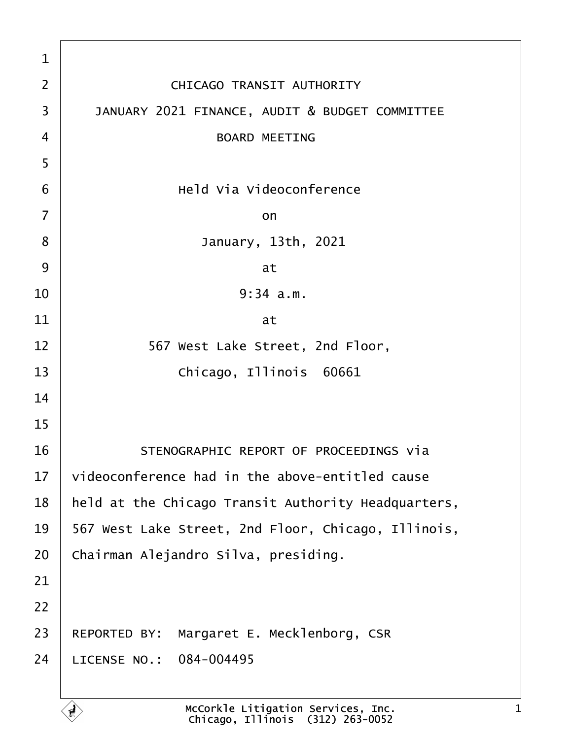# CHICAGO TRANSIT AUTHORITY

## JANUARY 2021 FINANCE, AUDIT & BUDGET COMMITTEE

## BOARD MEETING

Held Via Videoconference

on

January, 13th, 2021

at

9:34 a.m.

at

567 West Lake Street, 2nd Floor,

Chicago, Illinois 60661

STENOGRAPHIC REPORT OF PROCEEDINGS via videoconference had in the above-entitled cause held at the Chicago Transit Authority Headquarters, 567 West Lake Street, 2nd Floor, Chicago, Illinois, Chairman Alejandro Silva, presiding.

REPORTED BY: Margaret E. Mecklenborg, CSR

LICENSE NO.: 084-004495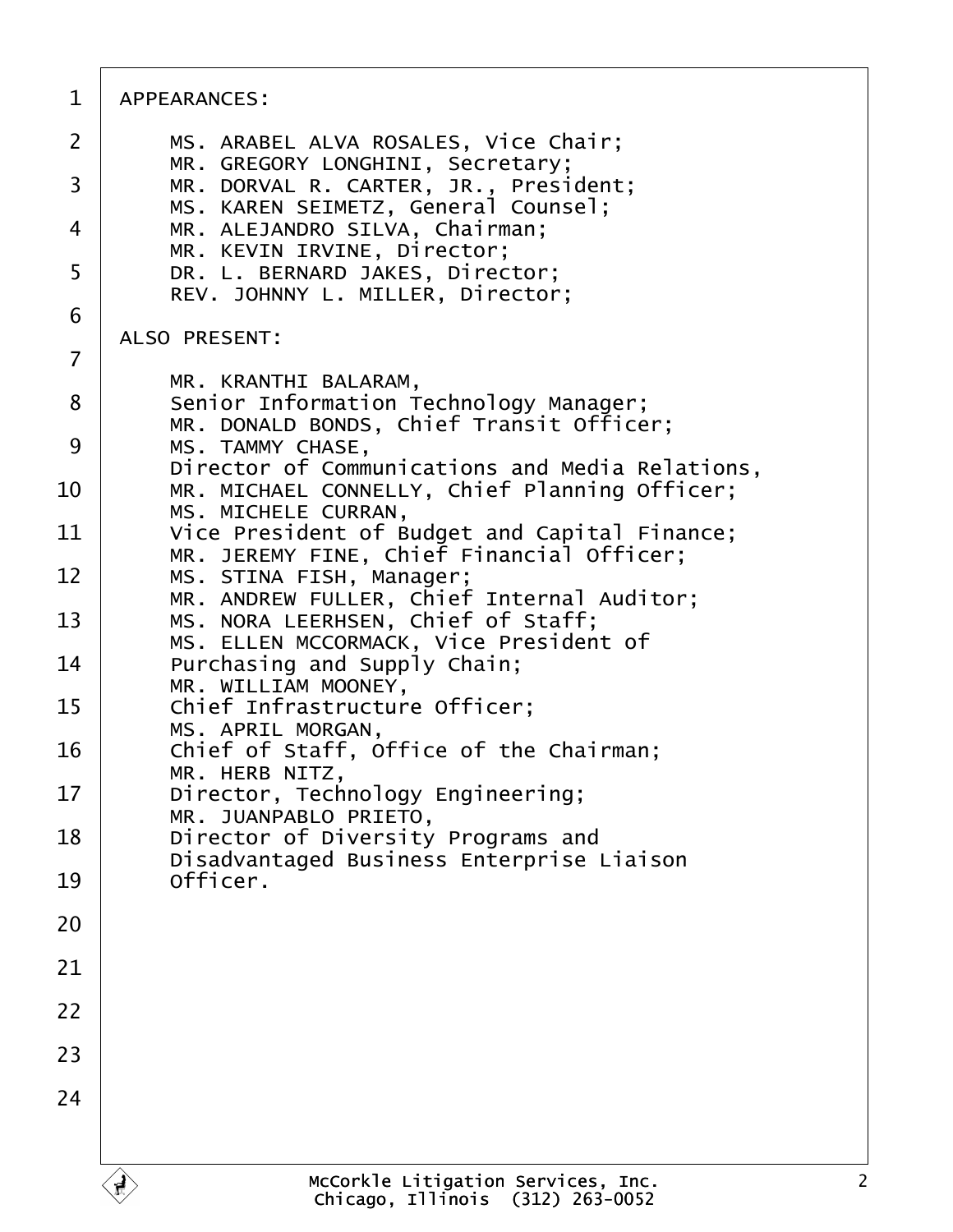APPEARANCES:

MS. ARABEL ALVA ROSALES, Vice Chair;
MR. GREGORY LONGHINI, Secretary;
MR. DORVAL R. CARTER, JR., President;
MS. KAREN SEIMETZ, General Counsel;
MR. ALEJANDRO SILVA, Chairman;
MR. KEVIN IRVINE, Director;
DR. L. BERNARD JAKES, Director;
REV. JOHNNY L. MILLER, Director;

ALSO PRESENT:

MR. KRANTHI BALARAM,
Senior Information Technology Manager;
MR. DONALD BONDS, Chief Transit Officer;
MS. TAMMY CHASE,
Director of Communications and Media Relations,
MR. MICHAEL CONNELLY, Chief Planning Officer;
MS. MICHELE CURRAN,
Vice President of Budget and Capital Finance;
MR. JEREMY FINE, Chief Financial Officer;
MS. STINA FISH, Manager;
MR. ANDREW FULLER, Chief Internal Auditor;
MS. NORA LEERHSEN, Chief of Staff;
MS. ELLEN MCCORMACK, Vice President of
Purchasing and Supply Chain;
MR. WILLIAM MOONEY,
Chief Infrastructure Officer;
MS. APRIL MORGAN,
Chief of Staff, Office of the Chairman;
MR. HERB NITZ,
Director, Technology Engineering;
MR. JUANPABLO PRIETO,
Director of Diversity Programs and
Disadvantaged Business Enterprise Liaison
Officer.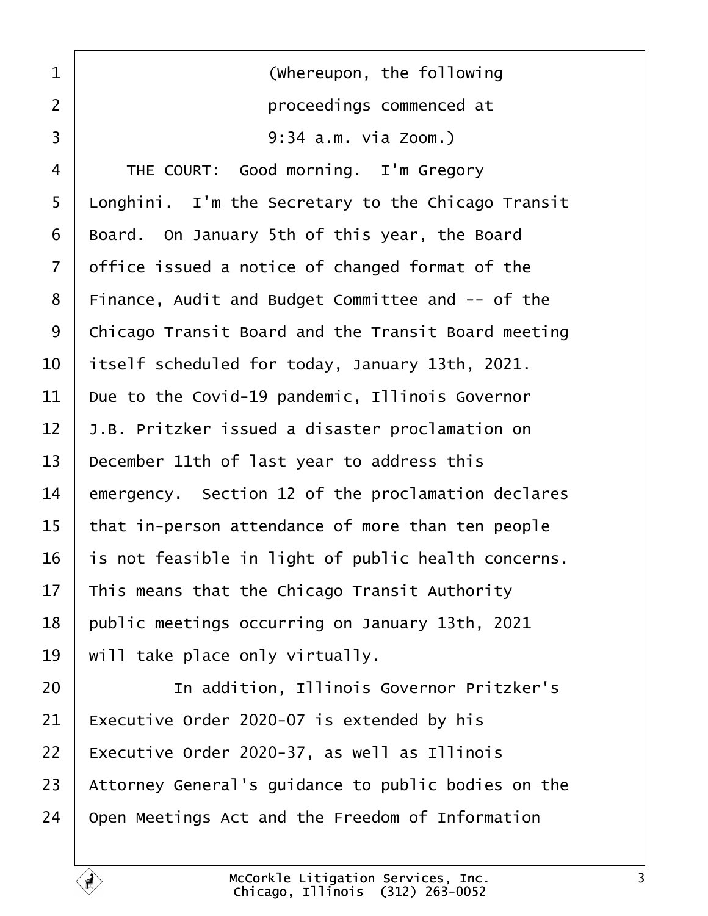(Whereupon, the following proceedings commenced at 9:34 a.m. via Zoom.)

THE COURT: Good morning. I'm Gregory Longhini. I'm the Secretary to the Chicago Transit Board. On January 5th of this year, the Board office issued a notice of changed format of the Finance, Audit and Budget Committee and -- of the Chicago Transit Board and the Transit Board meeting itself scheduled for today, January 13th, 2021. Due to the Covid-19 pandemic, Illinois Governor J.B. Pritzker issued a disaster proclamation on December 11th of last year to address this emergency. Section 12 of the proclamation declares that in-person attendance of more than ten people is not feasible in light of public health concerns. This means that the Chicago Transit Authority public meetings occurring on January 13th, 2021 will take place only virtually.

In addition, Illinois Governor Pritzker's Executive Order 2020-07 is extended by his Executive Order 2020-37, as well as Illinois Attorney General's guidance to public bodies on the Open Meetings Act and the Freedom of Information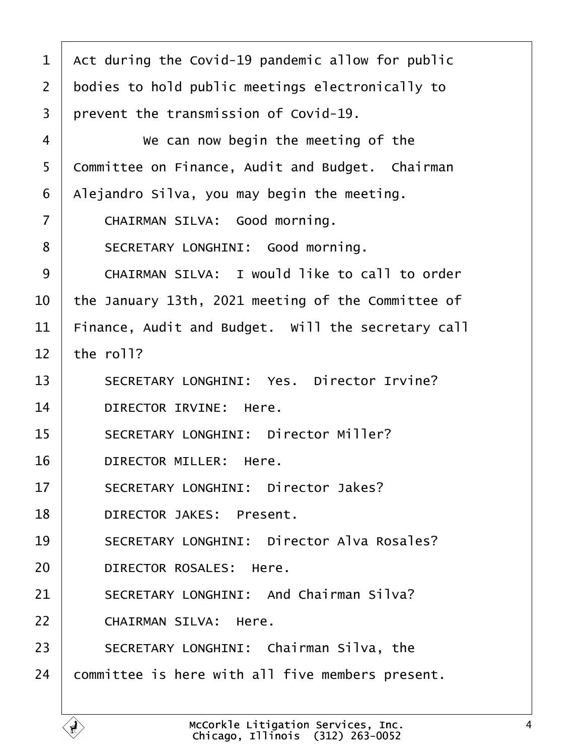Act during the Covid-19 pandemic allow for public bodies to hold public meetings electronically to prevent the transmission of Covid-19.

We can now begin the meeting of the Committee on Finance, Audit and Budget. Chairman Alejandro Silva, you may begin the meeting.

CHAIRMAN SILVA: Good morning.

SECRETARY LONGHINI: Good morning.

CHAIRMAN SILVA: I would like to call to order the January 13th, 2021 meeting of the Committee of Finance, Audit and Budget. Will the secretary call the roll?

SECRETARY LONGHINI: Yes. Director Irvine?

DIRECTOR IRVINE: Here.

SECRETARY LONGHINI: Director Miller?

DIRECTOR MILLER: Here.

SECRETARY LONGHINI: Director Jakes?

DIRECTOR JAKES: Present.

SECRETARY LONGHINI: Director Alva Rosales?

DIRECTOR ROSALES: Here.

SECRETARY LONGHINI: And Chairman Silva?

CHAIRMAN SILVA: Here.

SECRETARY LONGHINI: Chairman Silva, the committee is here with all five members present.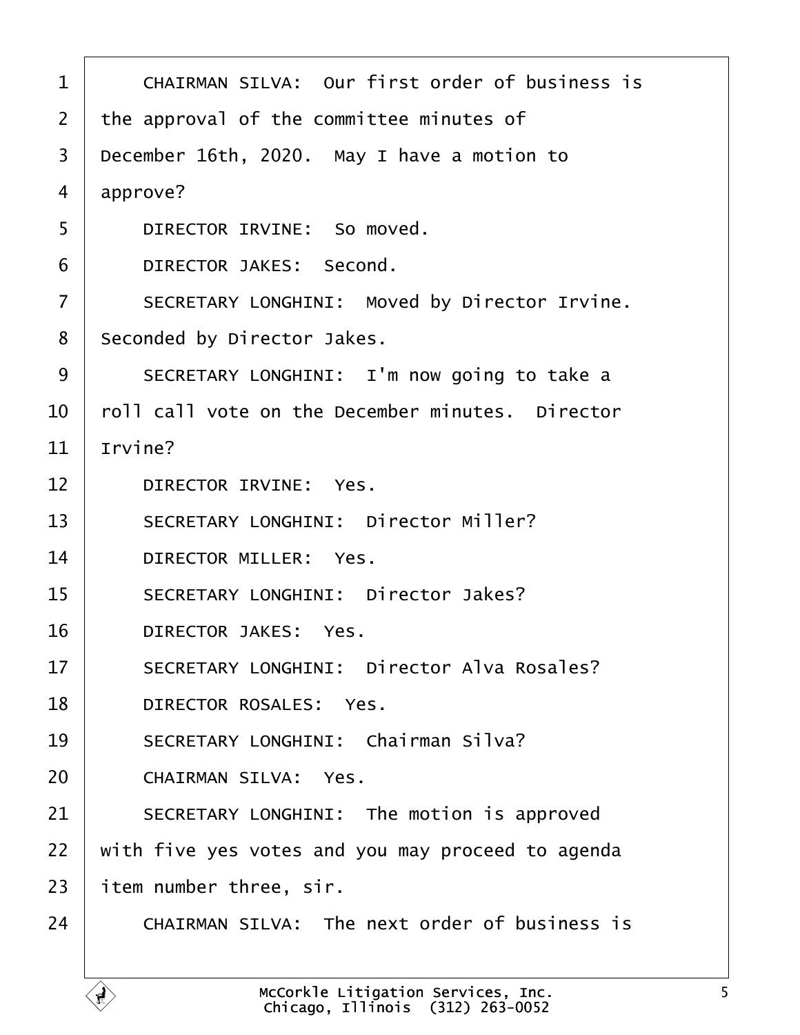CHAIRMAN SILVA: Our first order of business is the approval of the committee minutes of December 16th, 2020. May I have a motion to approve?

DIRECTOR IRVINE: So moved.

DIRECTOR JAKES: Second.

SECRETARY LONGHINI: Moved by Director Irvine. Seconded by Director Jakes.

SECRETARY LONGHINI: I'm now going to take a roll call vote on the December minutes. Director Irvine?

DIRECTOR IRVINE: Yes.

SECRETARY LONGHINI: Director Miller?

DIRECTOR MILLER: Yes.

SECRETARY LONGHINI: Director Jakes?

DIRECTOR JAKES: Yes.

SECRETARY LONGHINI: Director Alva Rosales?

DIRECTOR ROSALES: Yes.

SECRETARY LONGHINI: Chairman Silva?

CHAIRMAN SILVA: Yes.

SECRETARY LONGHINI: The motion is approved with five yes votes and you may proceed to agenda item number three, sir.

CHAIRMAN SILVA: The next order of business is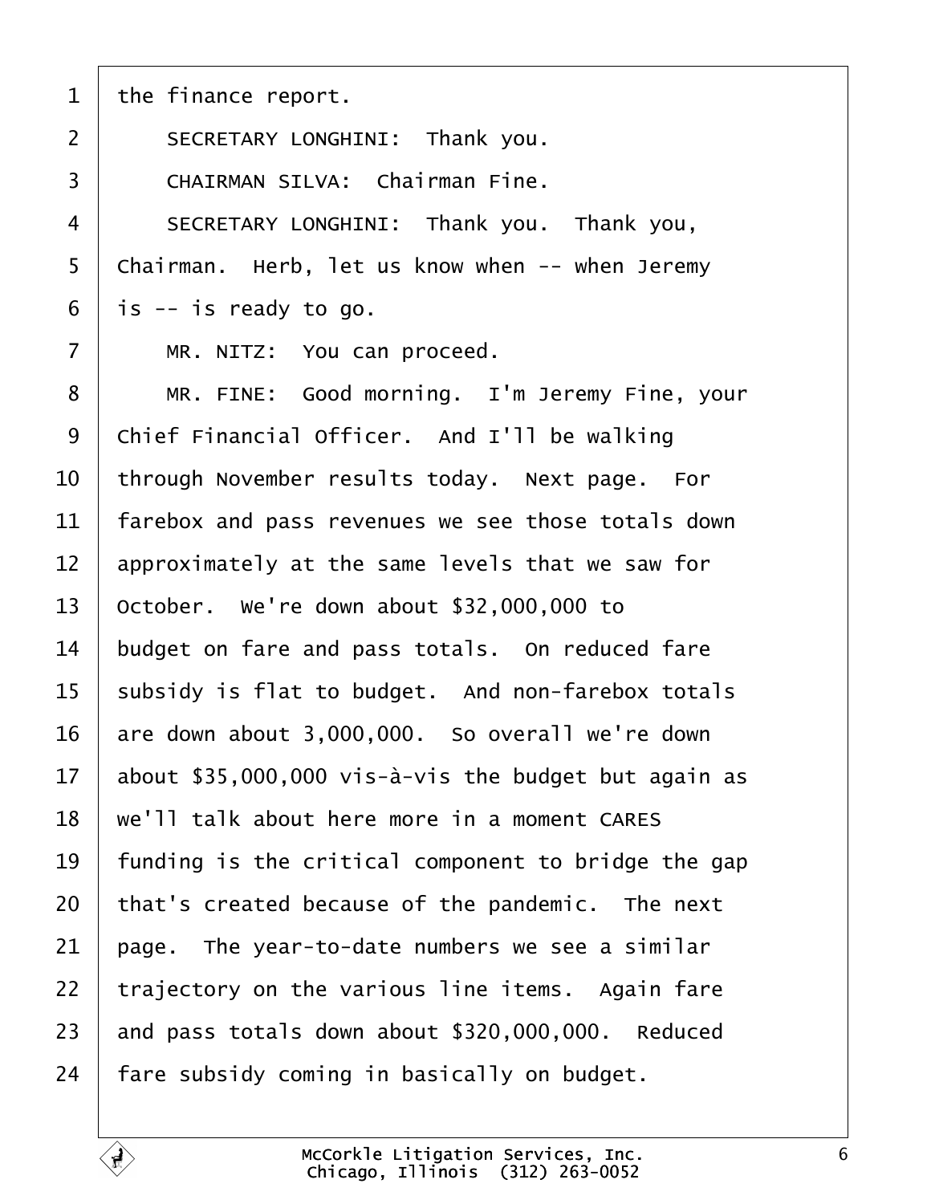the finance report.

SECRETARY LONGHINI: Thank you.

CHAIRMAN SILVA: Chairman Fine.

SECRETARY LONGHINI: Thank you. Thank you, Chairman. Herb, let us know when -- when Jeremy is -- is ready to go.

MR. NITZ: You can proceed.

MR. FINE: Good morning. I'm Jeremy Fine, your Chief Financial Officer. And I'll be walking through November results today. Next page. For farebox and pass revenues we see those totals down approximately at the same levels that we saw for October. We're down about $32,000,000 to budget on fare and pass totals. On reduced fare subsidy is flat to budget. And non-farebox totals are down about 3,000,000. So overall we're down about $35,000,000 vis-à-vis the budget but again as we'll talk about here more in a moment CARES funding is the critical component to bridge the gap that's created because of the pandemic. The next page. The year-to-date numbers we see a similar trajectory on the various line items. Again fare and pass totals down about $320,000,000. Reduced fare subsidy coming in basically on budget.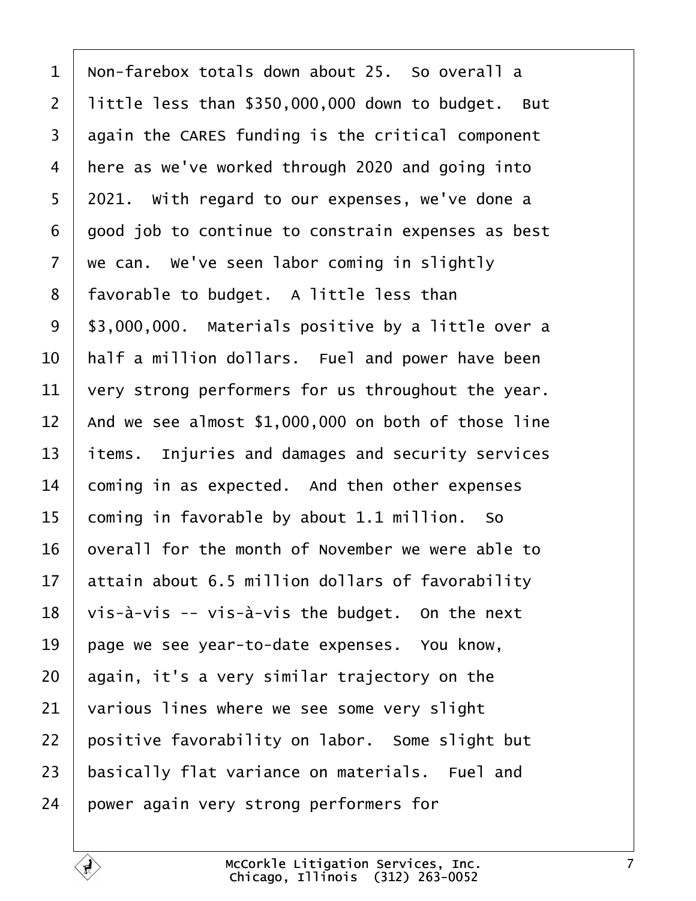1 Non-farebox totals down about 25. So overall a
2 little less than $350,000,000 down to budget. But
3 again the CARES funding is the critical component
4 here as we've worked through 2020 and going into
5 2021. With regard to our expenses, we've done a
6 good job to continue to constrain expenses as best
7 we can. We've seen labor coming in slightly
8 favorable to budget. A little less than
9 $3,000,000. Materials positive by a little over a
10 half a million dollars. Fuel and power have been
11 very strong performers for us throughout the year.
12 And we see almost $1,000,000 on both of those line
13 items. Injuries and damages and security services
14 coming in as expected. And then other expenses
15 coming in favorable by about 1.1 million. So
16 overall for the month of November we were able to
17 attain about 6.5 million dollars of favorability
18 vis-à-vis -- vis-à-vis the budget. On the next
19 page we see year-to-date expenses. You know,
20 again, it's a very similar trajectory on the
21 various lines where we see some very slight
22 positive favorability on labor. Some slight but
23 basically flat variance on materials. Fuel and
24 power again very strong performers for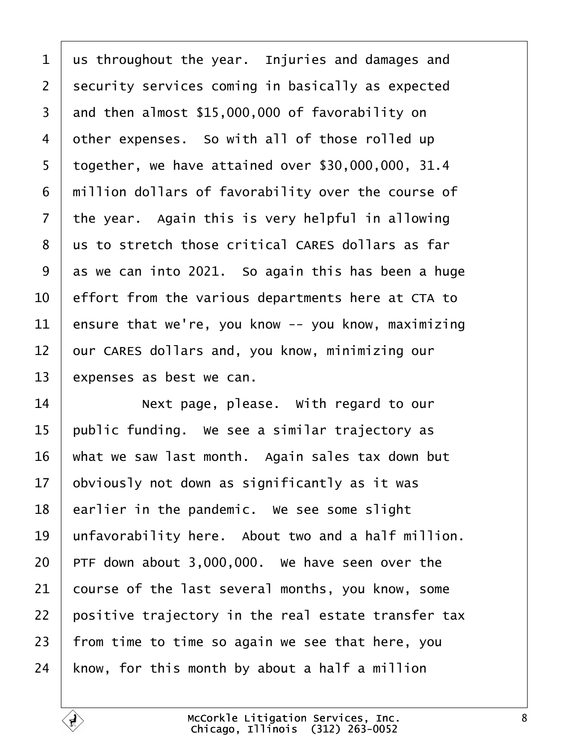us throughout the year. Injuries and damages and security services coming in basically as expected and then almost $15,000,000 of favorability on other expenses. So with all of those rolled up together, we have attained over $30,000,000, 31.4 million dollars of favorability over the course of the year. Again this is very helpful in allowing us to stretch those critical CARES dollars as far as we can into 2021. So again this has been a huge effort from the various departments here at CTA to ensure that we're, you know -- you know, maximizing our CARES dollars and, you know, minimizing our expenses as best we can.

Next page, please. With regard to our public funding. We see a similar trajectory as what we saw last month. Again sales tax down but obviously not down as significantly as it was earlier in the pandemic. We see some slight unfavorability here. About two and a half million. PTF down about 3,000,000. We have seen over the course of the last several months, you know, some positive trajectory in the real estate transfer tax from time to time so again we see that here, you know, for this month by about a half a million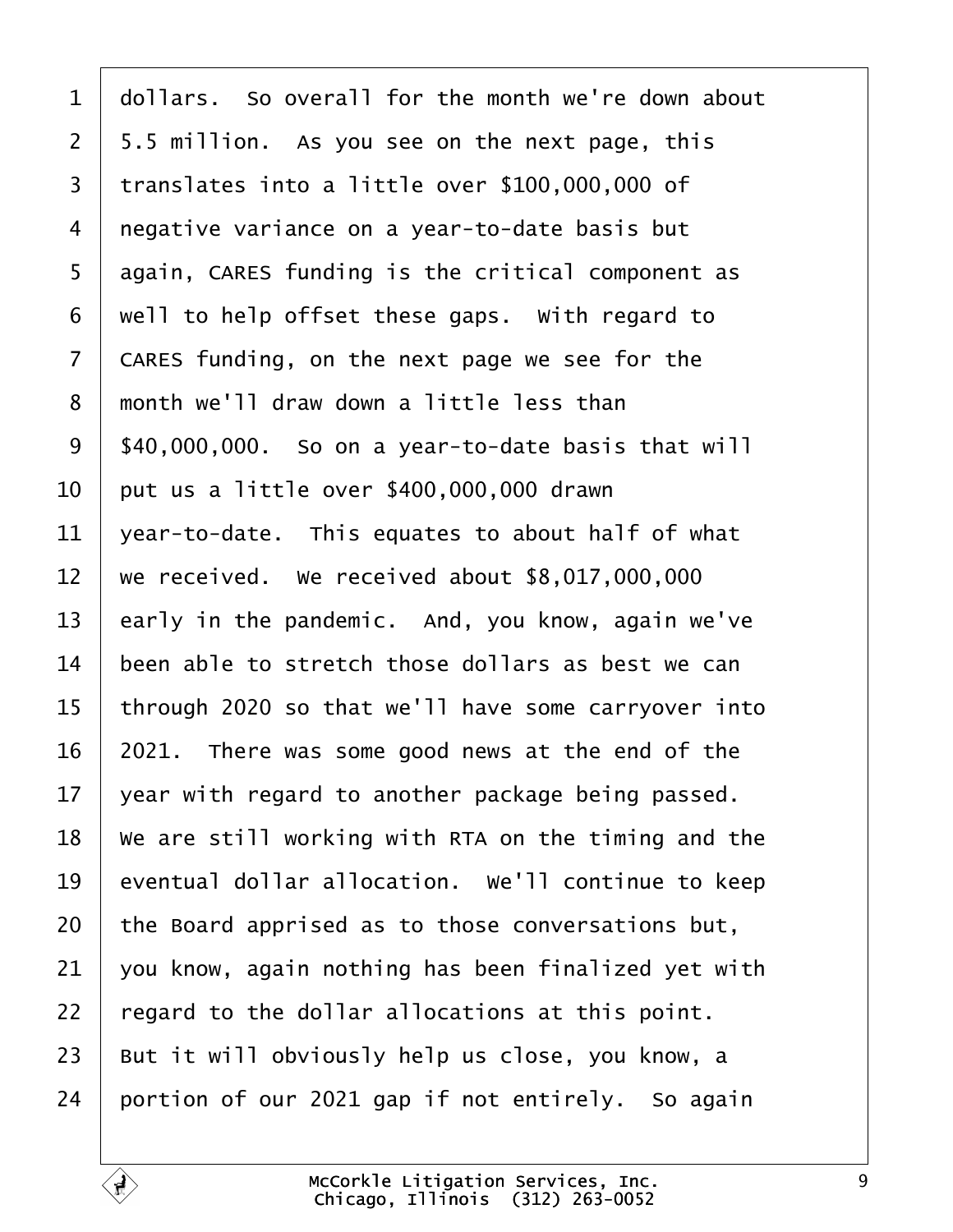1 dollars. So overall for the month we're down about
2 5.5 million. As you see on the next page, this
3 translates into a little over $100,000,000 of
4 negative variance on a year-to-date basis but
5 again, CARES funding is the critical component as
6 well to help offset these gaps. With regard to
7 CARES funding, on the next page we see for the
8 month we'll draw down a little less than
9 $40,000,000. So on a year-to-date basis that will
10 put us a little over $400,000,000 drawn
11 year-to-date. This equates to about half of what
12 we received. We received about $8,017,000,000
13 early in the pandemic. And, you know, again we've
14 been able to stretch those dollars as best we can
15 through 2020 so that we'll have some carryover into
16 2021. There was some good news at the end of the
17 year with regard to another package being passed.
18 We are still working with RTA on the timing and the
19 eventual dollar allocation. We'll continue to keep
20 the Board apprised as to those conversations but,
21 you know, again nothing has been finalized yet with
22 regard to the dollar allocations at this point.
23 But it will obviously help us close, you know, a
24 portion of our 2021 gap if not entirely. So again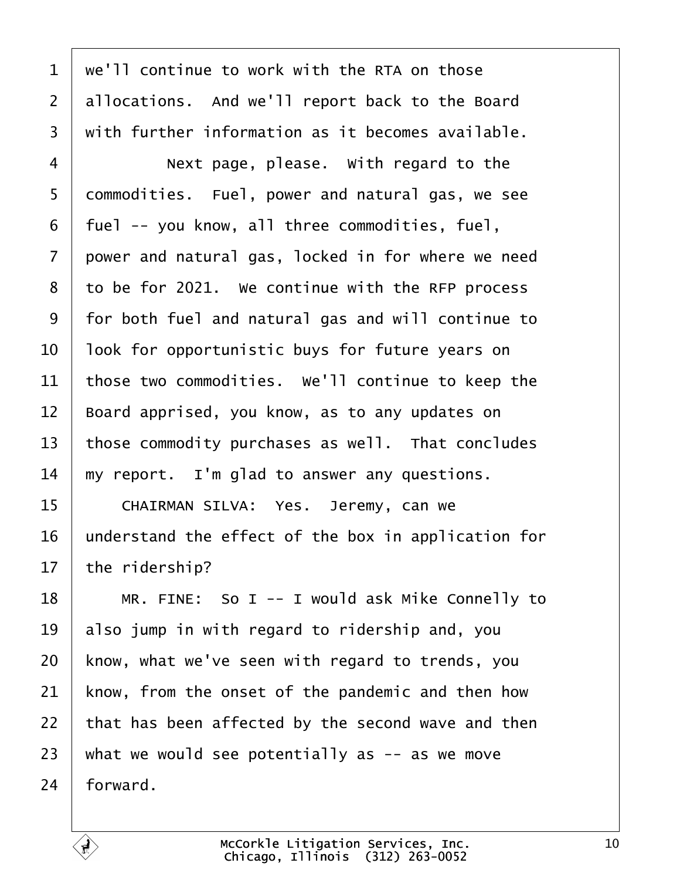we'll continue to work with the RTA on those allocations. And we'll report back to the Board with further information as it becomes available.

Next page, please. With regard to the commodities. Fuel, power and natural gas, we see fuel -- you know, all three commodities, fuel, power and natural gas, locked in for where we need to be for 2021. We continue with the RFP process for both fuel and natural gas and will continue to look for opportunistic buys for future years on those two commodities. We'll continue to keep the Board apprised, you know, as to any updates on those commodity purchases as well. That concludes my report. I'm glad to answer any questions.

CHAIRMAN SILVA: Yes. Jeremy, can we understand the effect of the box in application for the ridership?

MR. FINE: So I -- I would ask Mike Connelly to also jump in with regard to ridership and, you know, what we've seen with regard to trends, you know, from the onset of the pandemic and then how that has been affected by the second wave and then what we would see potentially as -- as we move forward.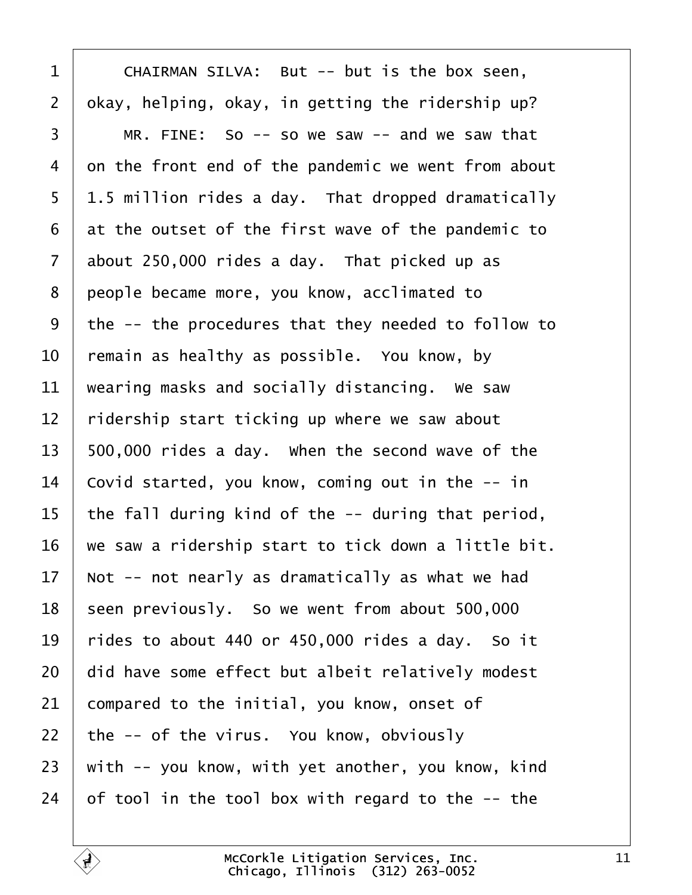CHAIRMAN SILVA: But -- but is the box seen, okay, helping, okay, in getting the ridership up?

MR. FINE: So -- so we saw -- and we saw that on the front end of the pandemic we went from about 1.5 million rides a day. That dropped dramatically at the outset of the first wave of the pandemic to about 250,000 rides a day. That picked up as people became more, you know, acclimated to the -- the procedures that they needed to follow to remain as healthy as possible. You know, by wearing masks and socially distancing. We saw ridership start ticking up where we saw about 500,000 rides a day. When the second wave of the Covid started, you know, coming out in the -- in the fall during kind of the -- during that period, we saw a ridership start to tick down a little bit. Not -- not nearly as dramatically as what we had seen previously. So we went from about 500,000 rides to about 440 or 450,000 rides a day. So it did have some effect but albeit relatively modest compared to the initial, you know, onset of the -- of the virus. You know, obviously with -- you know, with yet another, you know, kind of tool in the tool box with regard to the -- the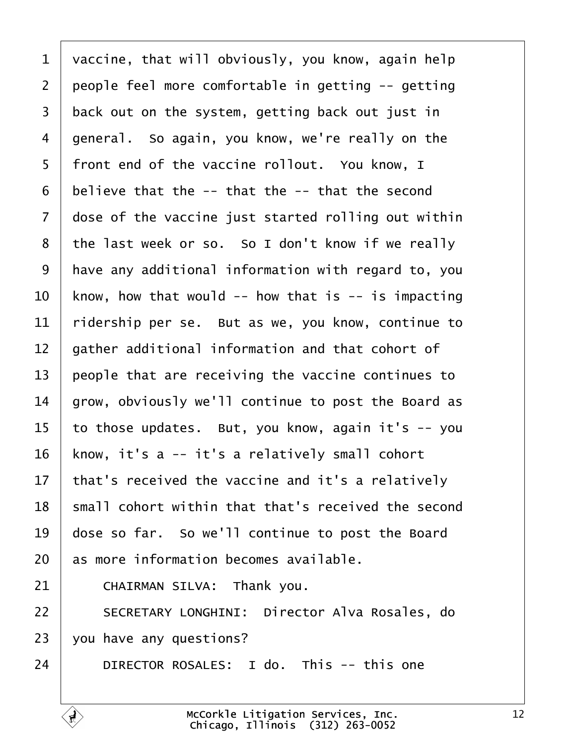vaccine, that will obviously, you know, again help people feel more comfortable in getting -- getting back out on the system, getting back out just in general. So again, you know, we're really on the front end of the vaccine rollout. You know, I believe that the -- that the -- that the second dose of the vaccine just started rolling out within the last week or so. So I don't know if we really have any additional information with regard to, you know, how that would -- how that is -- is impacting ridership per se. But as we, you know, continue to gather additional information and that cohort of people that are receiving the vaccine continues to grow, obviously we'll continue to post the Board as to those updates. But, you know, again it's -- you know, it's a -- it's a relatively small cohort that's received the vaccine and it's a relatively small cohort within that that's received the second dose so far. So we'll continue to post the Board as more information becomes available.

CHAIRMAN SILVA: Thank you.

SECRETARY LONGHINI: Director Alva Rosales, do you have any questions?

DIRECTOR ROSALES: I do. This -- this one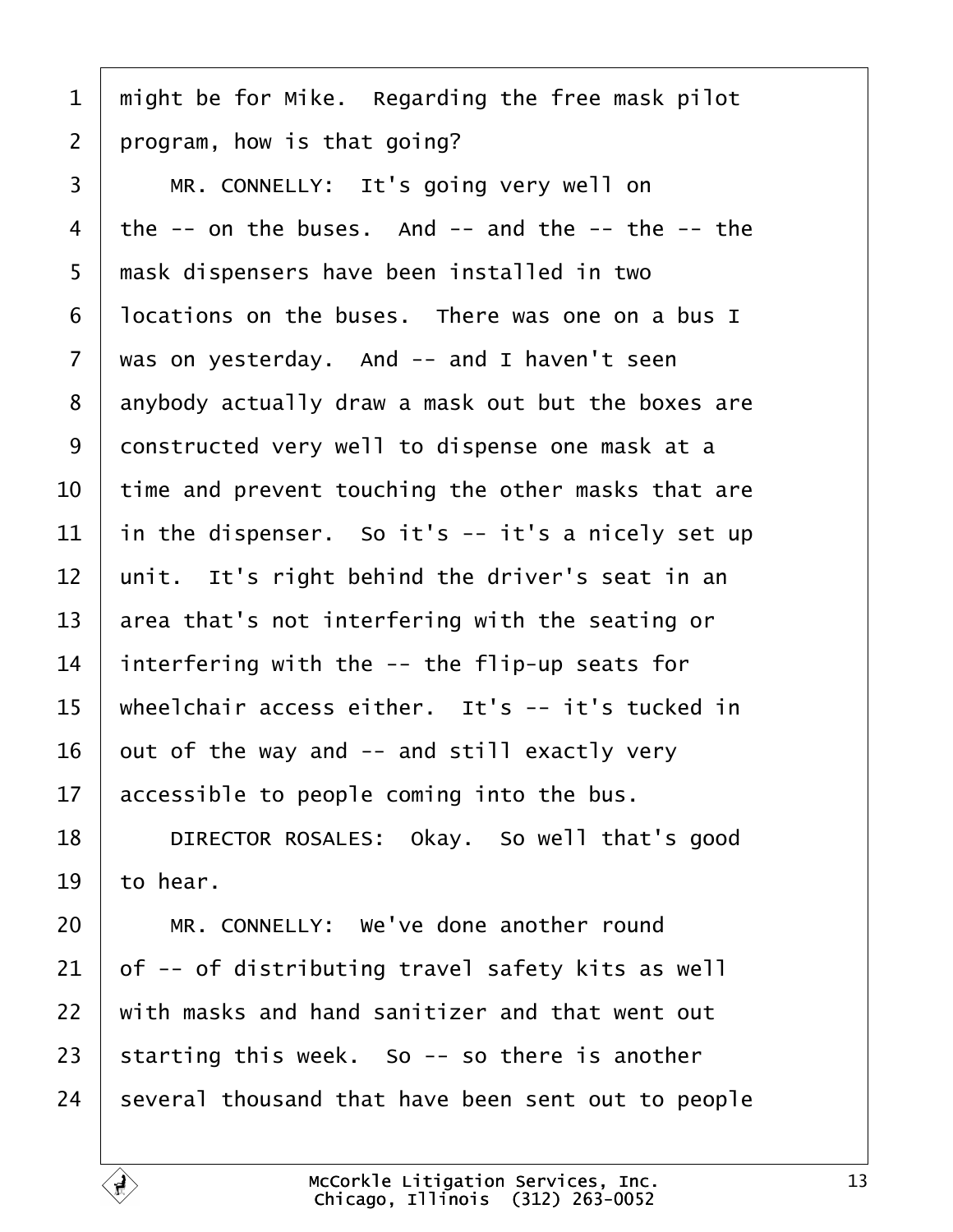might be for Mike. Regarding the free mask pilot program, how is that going?

MR. CONNELLY: It's going very well on the -- on the buses. And -- and the -- the -- the mask dispensers have been installed in two locations on the buses. There was one on a bus I was on yesterday. And -- and I haven't seen anybody actually draw a mask out but the boxes are constructed very well to dispense one mask at a time and prevent touching the other masks that are in the dispenser. So it's -- it's a nicely set up unit. It's right behind the driver's seat in an area that's not interfering with the seating or interfering with the -- the flip-up seats for wheelchair access either. It's -- it's tucked in out of the way and -- and still exactly very accessible to people coming into the bus.

DIRECTOR ROSALES: Okay. So well that's good to hear.

MR. CONNELLY: We've done another round of -- of distributing travel safety kits as well with masks and hand sanitizer and that went out starting this week. So -- so there is another several thousand that have been sent out to people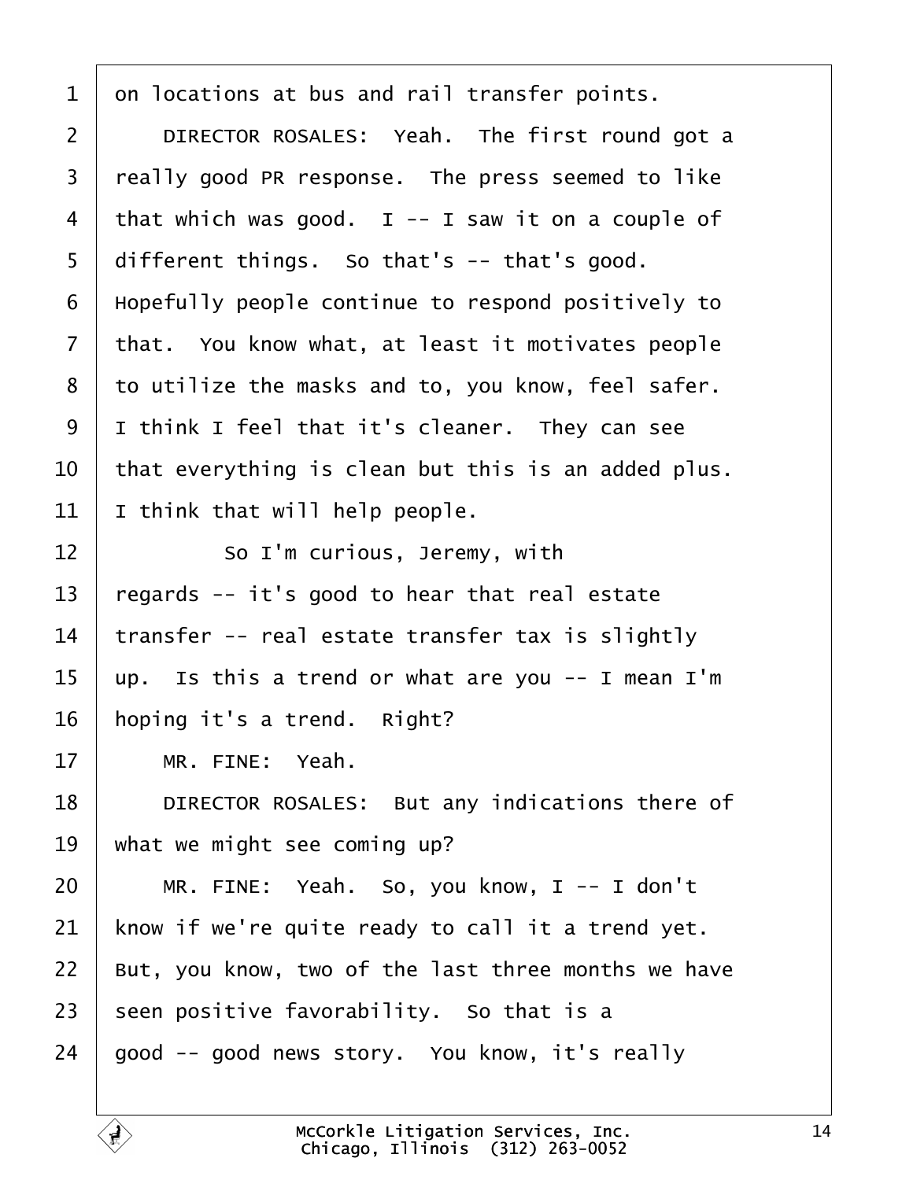on locations at bus and rail transfer points.

DIRECTOR ROSALES: Yeah. The first round got a really good PR response. The press seemed to like that which was good. I -- I saw it on a couple of different things. So that's -- that's good. Hopefully people continue to respond positively to that. You know what, at least it motivates people to utilize the masks and to, you know, feel safer. I think I feel that it's cleaner. They can see that everything is clean but this is an added plus. I think that will help people.

So I'm curious, Jeremy, with regards -- it's good to hear that real estate transfer -- real estate transfer tax is slightly up. Is this a trend or what are you -- I mean I'm hoping it's a trend. Right?

MR. FINE: Yeah.

DIRECTOR ROSALES: But any indications there of what we might see coming up?

MR. FINE: Yeah. So, you know, I -- I don't know if we're quite ready to call it a trend yet. But, you know, two of the last three months we have seen positive favorability. So that is a good -- good news story. You know, it's really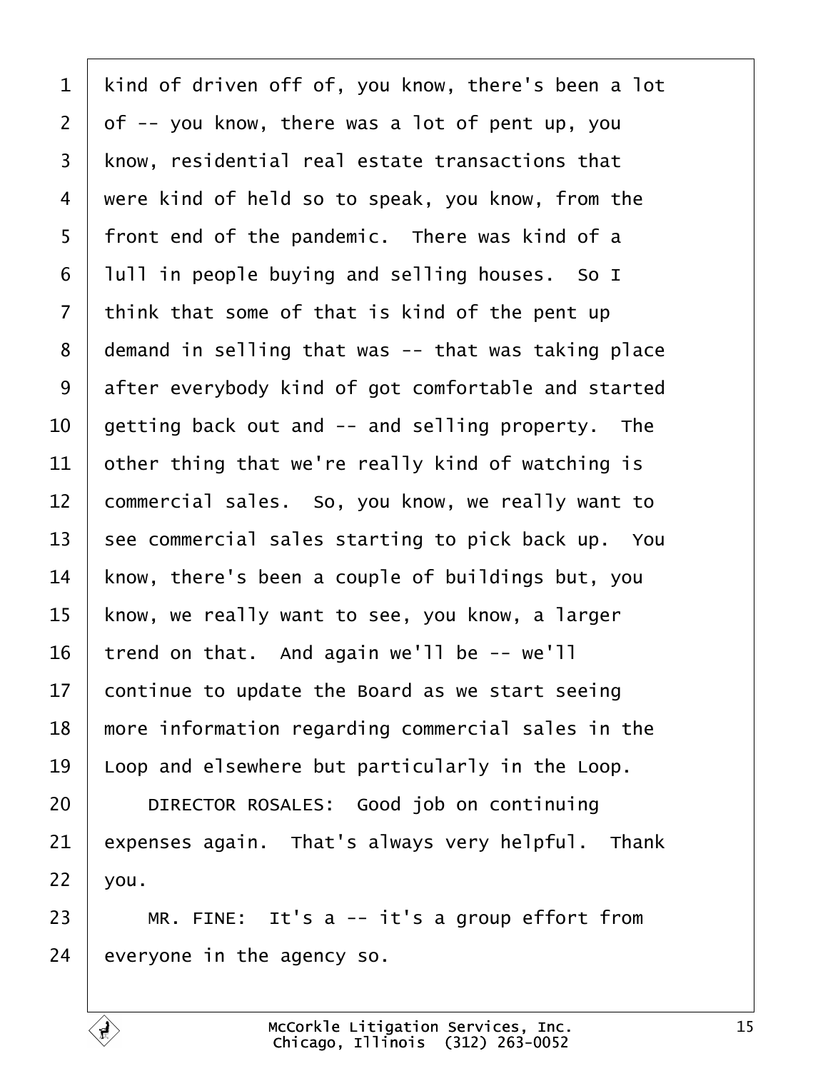kind of driven off of, you know, there's been a lot of -- you know, there was a lot of pent up, you know, residential real estate transactions that were kind of held so to speak, you know, from the front end of the pandemic. There was kind of a lull in people buying and selling houses. So I think that some of that is kind of the pent up demand in selling that was -- that was taking place after everybody kind of got comfortable and started getting back out and -- and selling property. The other thing that we're really kind of watching is commercial sales. So, you know, we really want to see commercial sales starting to pick back up. You know, there's been a couple of buildings but, you know, we really want to see, you know, a larger trend on that. And again we'll be -- we'll continue to update the Board as we start seeing more information regarding commercial sales in the Loop and elsewhere but particularly in the Loop.

DIRECTOR ROSALES: Good job on continuing expenses again. That's always very helpful. Thank you.

MR. FINE: It's a -- it's a group effort from everyone in the agency so.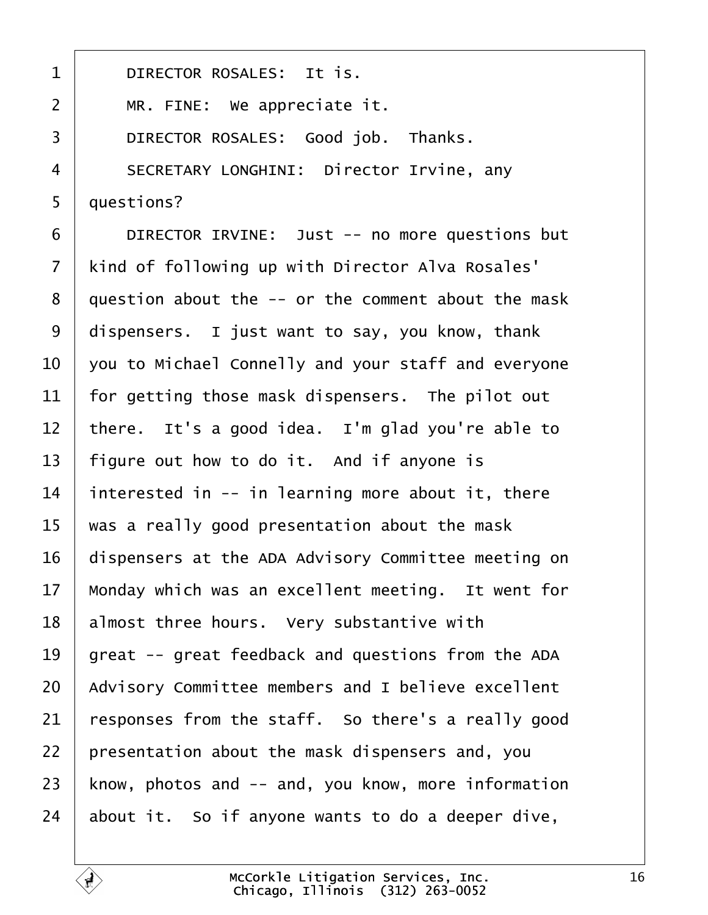DIRECTOR ROSALES: It is.

MR. FINE: We appreciate it.

DIRECTOR ROSALES: Good job. Thanks.

SECRETARY LONGHINI: Director Irvine, any questions?

DIRECTOR IRVINE: Just -- no more questions but kind of following up with Director Alva Rosales' question about the -- or the comment about the mask dispensers. I just want to say, you know, thank you to Michael Connelly and your staff and everyone for getting those mask dispensers. The pilot out there. It's a good idea. I'm glad you're able to figure out how to do it. And if anyone is interested in -- in learning more about it, there was a really good presentation about the mask dispensers at the ADA Advisory Committee meeting on Monday which was an excellent meeting. It went for almost three hours. Very substantive with great -- great feedback and questions from the ADA Advisory Committee members and I believe excellent responses from the staff. So there's a really good presentation about the mask dispensers and, you know, photos and -- and, you know, more information about it. So if anyone wants to do a deeper dive,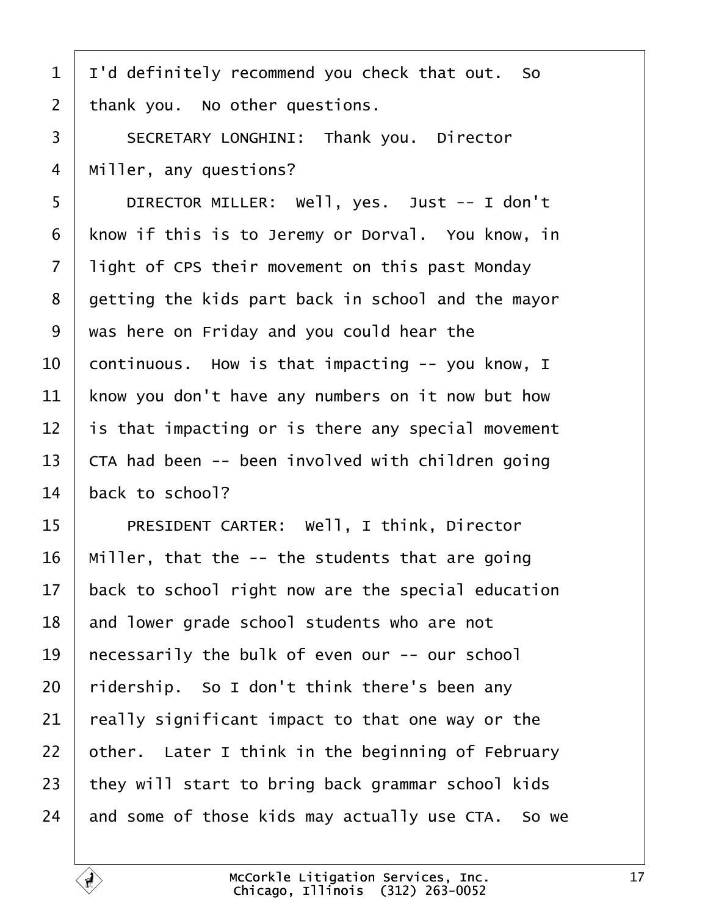I'd definitely recommend you check that out. So thank you. No other questions.

SECRETARY LONGHINI: Thank you. Director Miller, any questions?

DIRECTOR MILLER: Well, yes. Just -- I don't know if this is to Jeremy or Dorval. You know, in light of CPS their movement on this past Monday getting the kids part back in school and the mayor was here on Friday and you could hear the continuous. How is that impacting -- you know, I know you don't have any numbers on it now but how is that impacting or is there any special movement CTA had been -- been involved with children going back to school?

PRESIDENT CARTER: Well, I think, Director Miller, that the -- the students that are going back to school right now are the special education and lower grade school students who are not necessarily the bulk of even our -- our school ridership. So I don't think there's been any really significant impact to that one way or the other. Later I think in the beginning of February they will start to bring back grammar school kids and some of those kids may actually use CTA. So we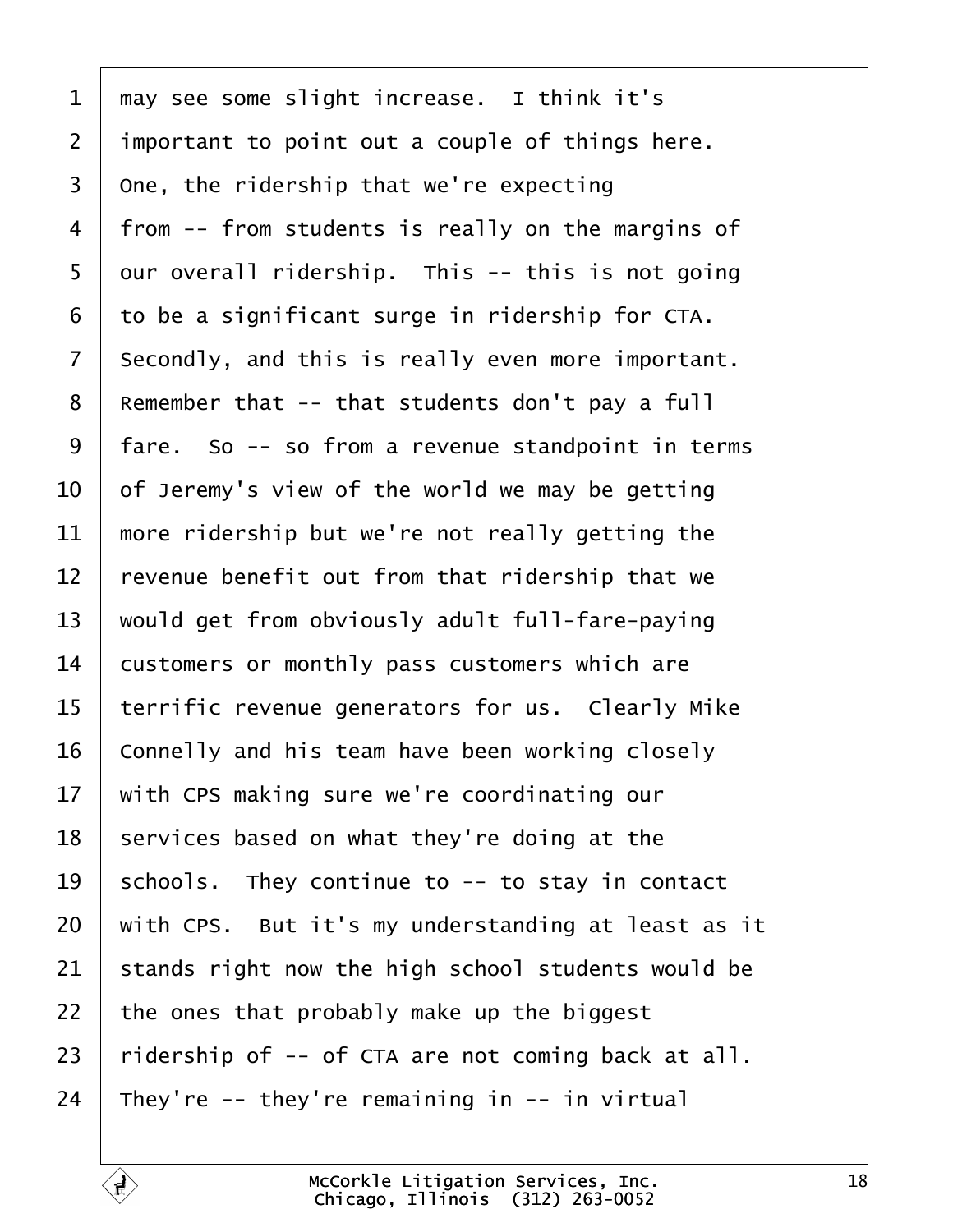1 may see some slight increase. I think it's
2 important to point out a couple of things here.
3 One, the ridership that we're expecting
4 from -- from students is really on the margins of
5 our overall ridership. This -- this is not going
6 to be a significant surge in ridership for CTA.
7 Secondly, and this is really even more important.
8 Remember that -- that students don't pay a full
9 fare. So -- so from a revenue standpoint in terms
10 of Jeremy's view of the world we may be getting
11 more ridership but we're not really getting the
12 revenue benefit out from that ridership that we
13 would get from obviously adult full-fare-paying
14 customers or monthly pass customers which are
15 terrific revenue generators for us. Clearly Mike
16 Connelly and his team have been working closely
17 with CPS making sure we're coordinating our
18 services based on what they're doing at the
19 schools. They continue to -- to stay in contact
20 with CPS. But it's my understanding at least as it
21 stands right now the high school students would be
22 the ones that probably make up the biggest
23 ridership of -- of CTA are not coming back at all.
24 They're -- they're remaining in -- in virtual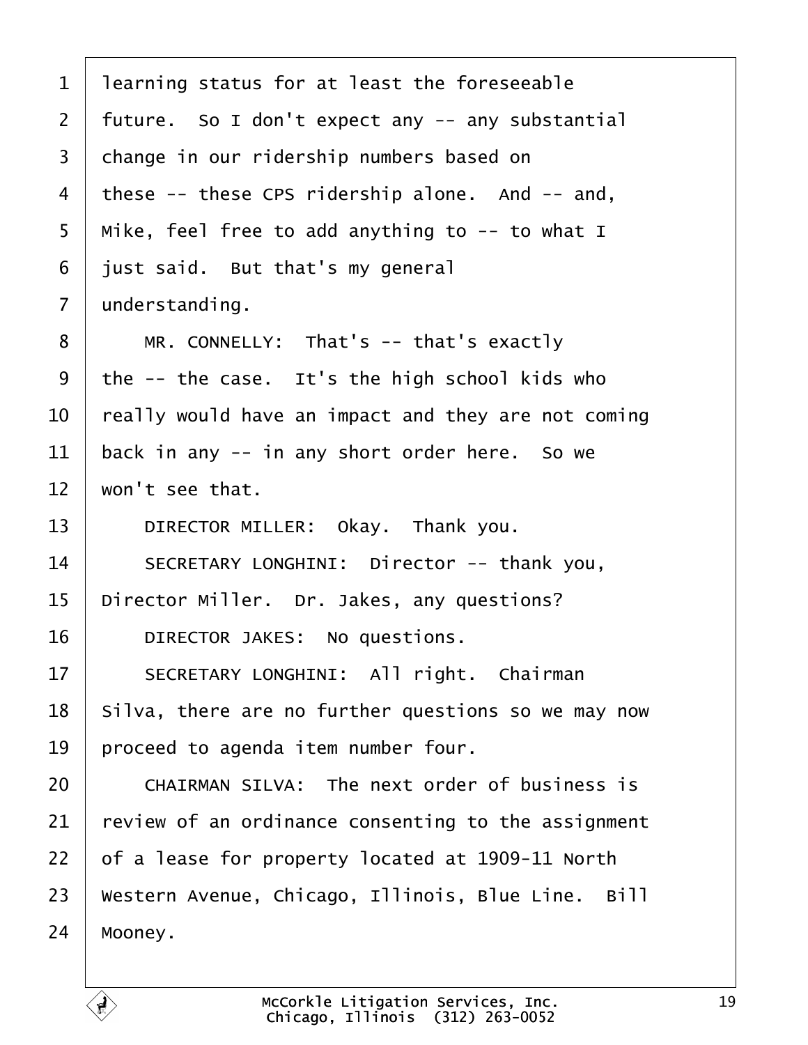learning status for at least the foreseeable future. So I don't expect any -- any substantial change in our ridership numbers based on these -- these CPS ridership alone. And -- and, Mike, feel free to add anything to -- to what I just said. But that's my general understanding.

MR. CONNELLY: That's -- that's exactly the -- the case. It's the high school kids who really would have an impact and they are not coming back in any -- in any short order here. So we won't see that.

DIRECTOR MILLER: Okay. Thank you.

SECRETARY LONGHINI: Director -- thank you, Director Miller. Dr. Jakes, any questions?

DIRECTOR JAKES: No questions.

SECRETARY LONGHINI: All right. Chairman Silva, there are no further questions so we may now proceed to agenda item number four.

CHAIRMAN SILVA: The next order of business is review of an ordinance consenting to the assignment of a lease for property located at 1909-11 North Western Avenue, Chicago, Illinois, Blue Line. Bill Mooney.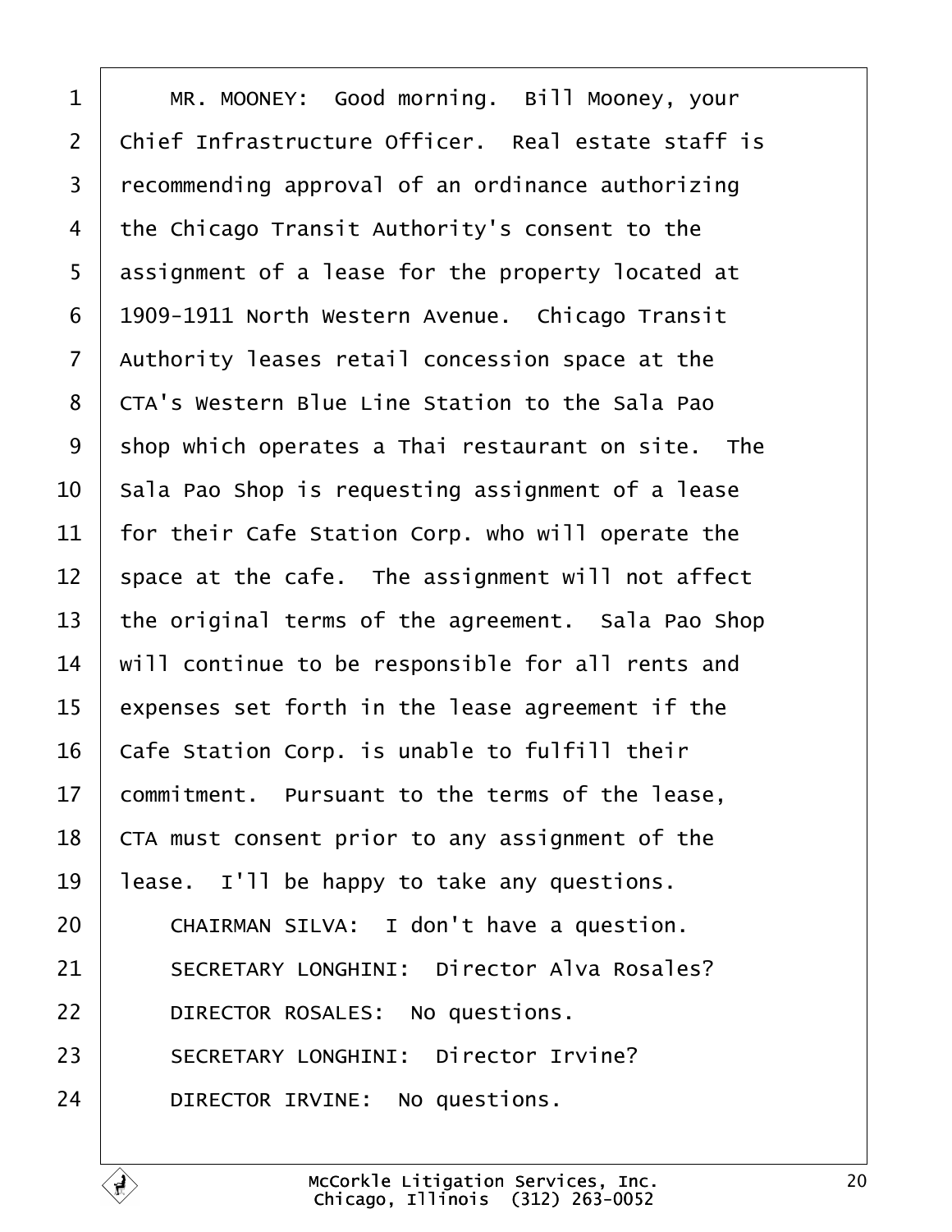MR. MOONEY: Good morning. Bill Mooney, your Chief Infrastructure Officer. Real estate staff is recommending approval of an ordinance authorizing the Chicago Transit Authority's consent to the assignment of a lease for the property located at 1909-1911 North Western Avenue. Chicago Transit Authority leases retail concession space at the CTA's Western Blue Line Station to the Sala Pao shop which operates a Thai restaurant on site. The Sala Pao Shop is requesting assignment of a lease for their Cafe Station Corp. who will operate the space at the cafe. The assignment will not affect the original terms of the agreement. Sala Pao Shop will continue to be responsible for all rents and expenses set forth in the lease agreement if the Cafe Station Corp. is unable to fulfill their commitment. Pursuant to the terms of the lease, CTA must consent prior to any assignment of the lease. I'll be happy to take any questions.

CHAIRMAN SILVA: I don't have a question.

SECRETARY LONGHINI: Director Alva Rosales?

DIRECTOR ROSALES: No questions.

SECRETARY LONGHINI: Director Irvine?

DIRECTOR IRVINE: No questions.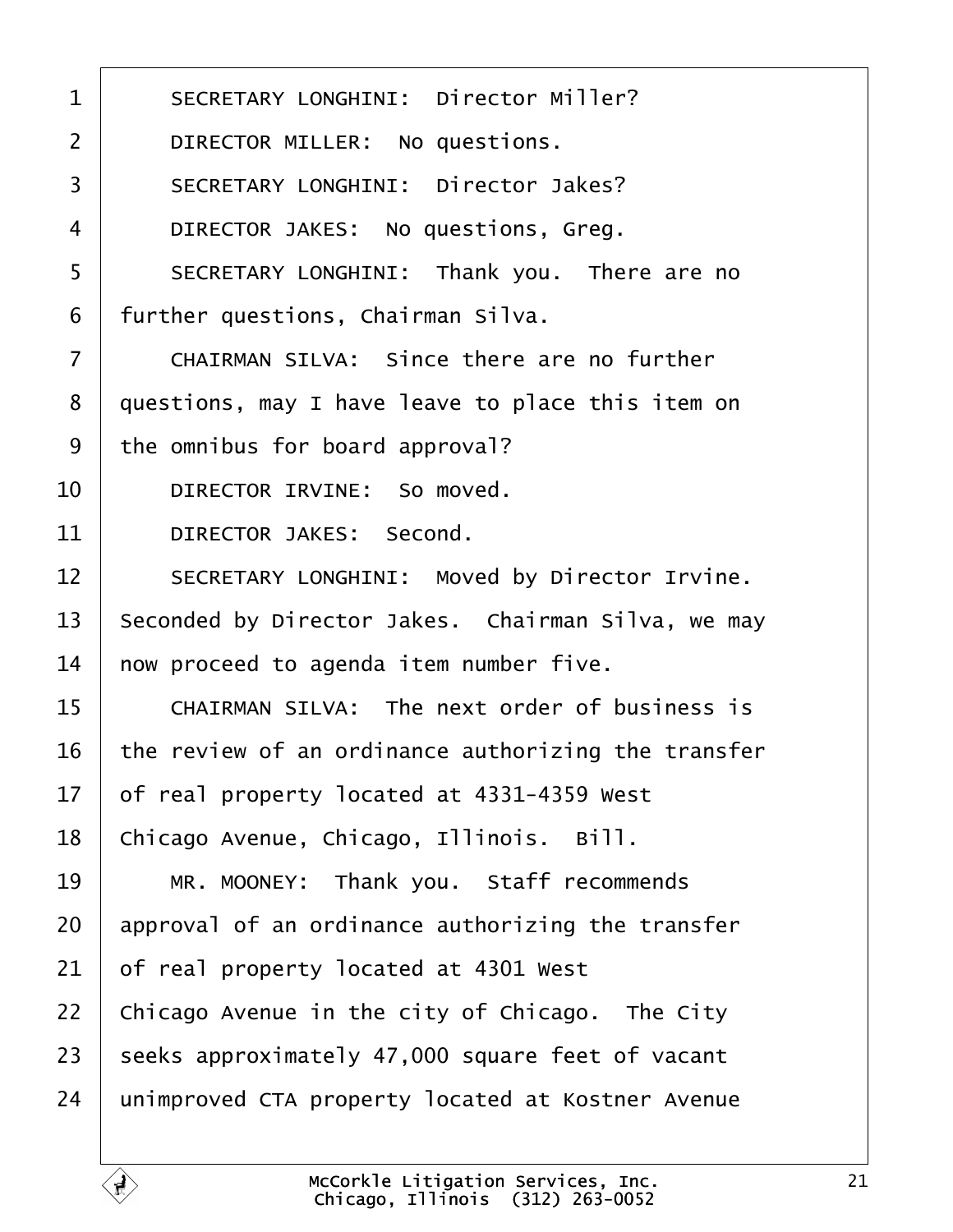1 SECRETARY LONGHINI: Director Miller?

2 DIRECTOR MILLER: No questions.

3 SECRETARY LONGHINI: Director Jakes?

4 DIRECTOR JAKES: No questions, Greg.

5 SECRETARY LONGHINI: Thank you. There are no

6 further questions, Chairman Silva.

7 CHAIRMAN SILVA: Since there are no further

8 questions, may I have leave to place this item on

9 the omnibus for board approval?

10 DIRECTOR IRVINE: So moved.

11 DIRECTOR JAKES: Second.

12 SECRETARY LONGHINI: Moved by Director Irvine.

13 Seconded by Director Jakes. Chairman Silva, we may

14 now proceed to agenda item number five.

15 CHAIRMAN SILVA: The next order of business is

16 the review of an ordinance authorizing the transfer

17 of real property located at 4331-4359 West

18 Chicago Avenue, Chicago, Illinois. Bill.

19 MR. MOONEY: Thank you. Staff recommends

20 approval of an ordinance authorizing the transfer

21 of real property located at 4301 West

22 Chicago Avenue in the city of Chicago. The City

23 seeks approximately 47,000 square feet of vacant

24 unimproved CTA property located at Kostner Avenue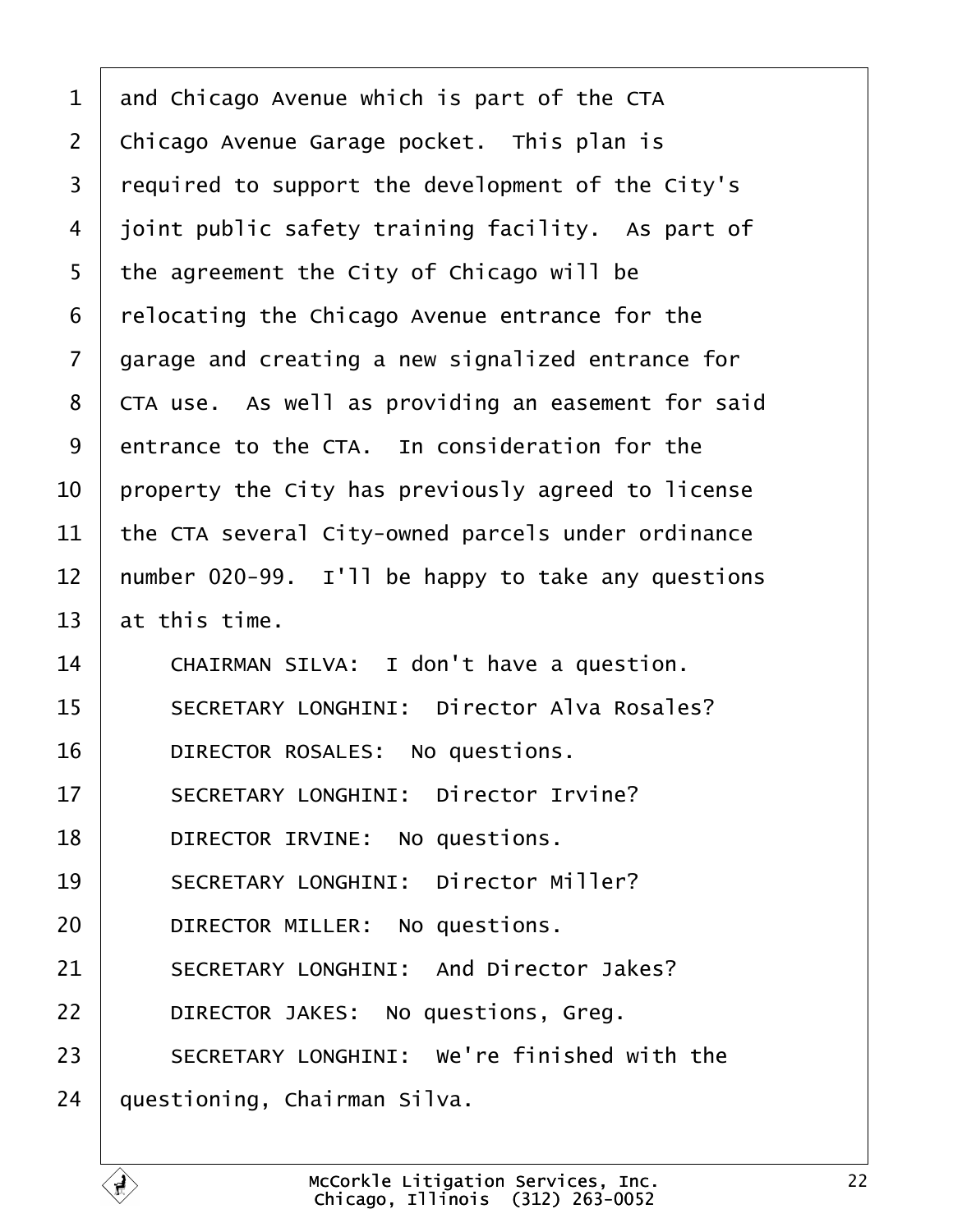and Chicago Avenue which is part of the CTA Chicago Avenue Garage pocket. This plan is required to support the development of the City's joint public safety training facility. As part of the agreement the City of Chicago will be relocating the Chicago Avenue entrance for the garage and creating a new signalized entrance for CTA use. As well as providing an easement for said entrance to the CTA. In consideration for the property the City has previously agreed to license the CTA several City-owned parcels under ordinance number 020-99. I'll be happy to take any questions at this time.

CHAIRMAN SILVA: I don't have a question.

SECRETARY LONGHINI: Director Alva Rosales?

DIRECTOR ROSALES: No questions.

SECRETARY LONGHINI: Director Irvine?

DIRECTOR IRVINE: No questions.

SECRETARY LONGHINI: Director Miller?

DIRECTOR MILLER: No questions.

SECRETARY LONGHINI: And Director Jakes?

DIRECTOR JAKES: No questions, Greg.

SECRETARY LONGHINI: We're finished with the questioning, Chairman Silva.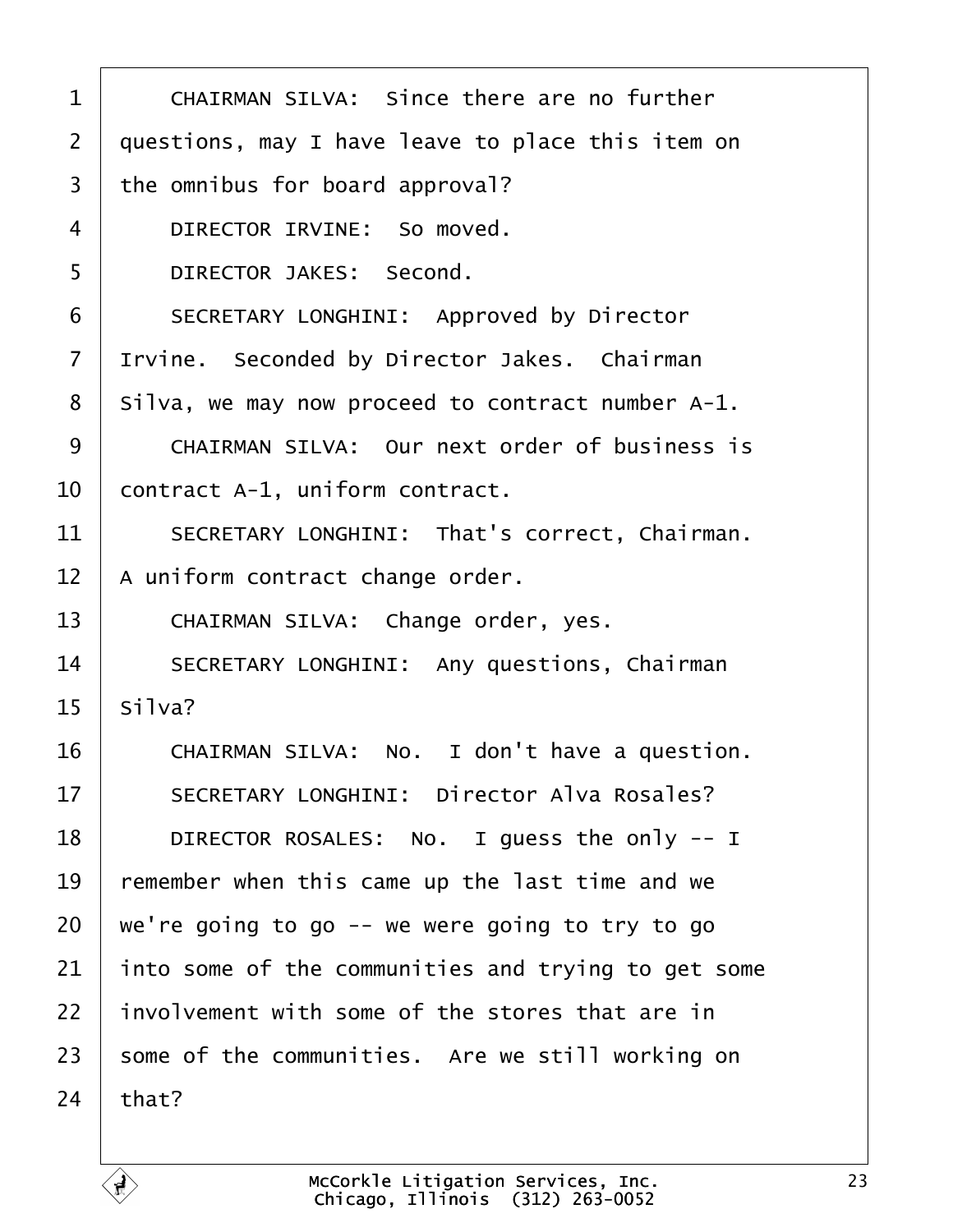CHAIRMAN SILVA: Since there are no further questions, may I have leave to place this item on the omnibus for board approval?

DIRECTOR IRVINE: So moved.

DIRECTOR JAKES: Second.

SECRETARY LONGHINI: Approved by Director Irvine. Seconded by Director Jakes. Chairman Silva, we may now proceed to contract number A-1.

CHAIRMAN SILVA: Our next order of business is contract A-1, uniform contract.

SECRETARY LONGHINI: That's correct, Chairman. A uniform contract change order.

CHAIRMAN SILVA: Change order, yes.

SECRETARY LONGHINI: Any questions, Chairman Silva?

CHAIRMAN SILVA: No. I don't have a question.

SECRETARY LONGHINI: Director Alva Rosales?

DIRECTOR ROSALES: No. I guess the only -- I remember when this came up the last time and we we're going to go -- we were going to try to go into some of the communities and trying to get some involvement with some of the stores that are in some of the communities. Are we still working on that?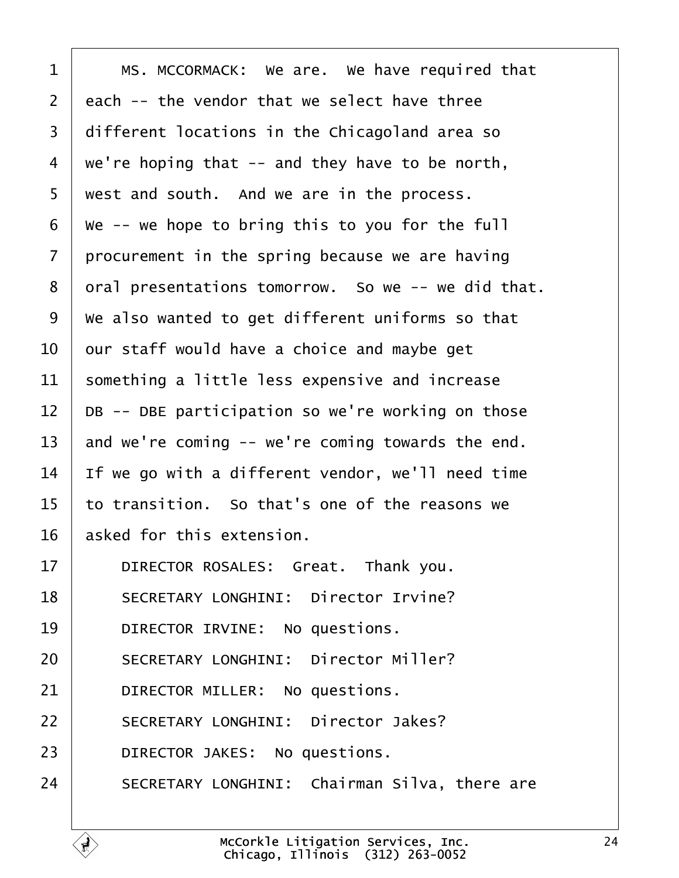MS. MCCORMACK: We are. We have required that each -- the vendor that we select have three different locations in the Chicagoland area so we're hoping that -- and they have to be north, west and south. And we are in the process. We -- we hope to bring this to you for the full procurement in the spring because we are having oral presentations tomorrow. So we -- we did that. We also wanted to get different uniforms so that our staff would have a choice and maybe get something a little less expensive and increase DB -- DBE participation so we're working on those and we're coming -- we're coming towards the end. If we go with a different vendor, we'll need time to transition. So that's one of the reasons we asked for this extension.

DIRECTOR ROSALES: Great. Thank you.

SECRETARY LONGHINI: Director Irvine?

DIRECTOR IRVINE: No questions.

SECRETARY LONGHINI: Director Miller?

DIRECTOR MILLER: No questions.

SECRETARY LONGHINI: Director Jakes?

DIRECTOR JAKES: No questions.

SECRETARY LONGHINI: Chairman Silva, there are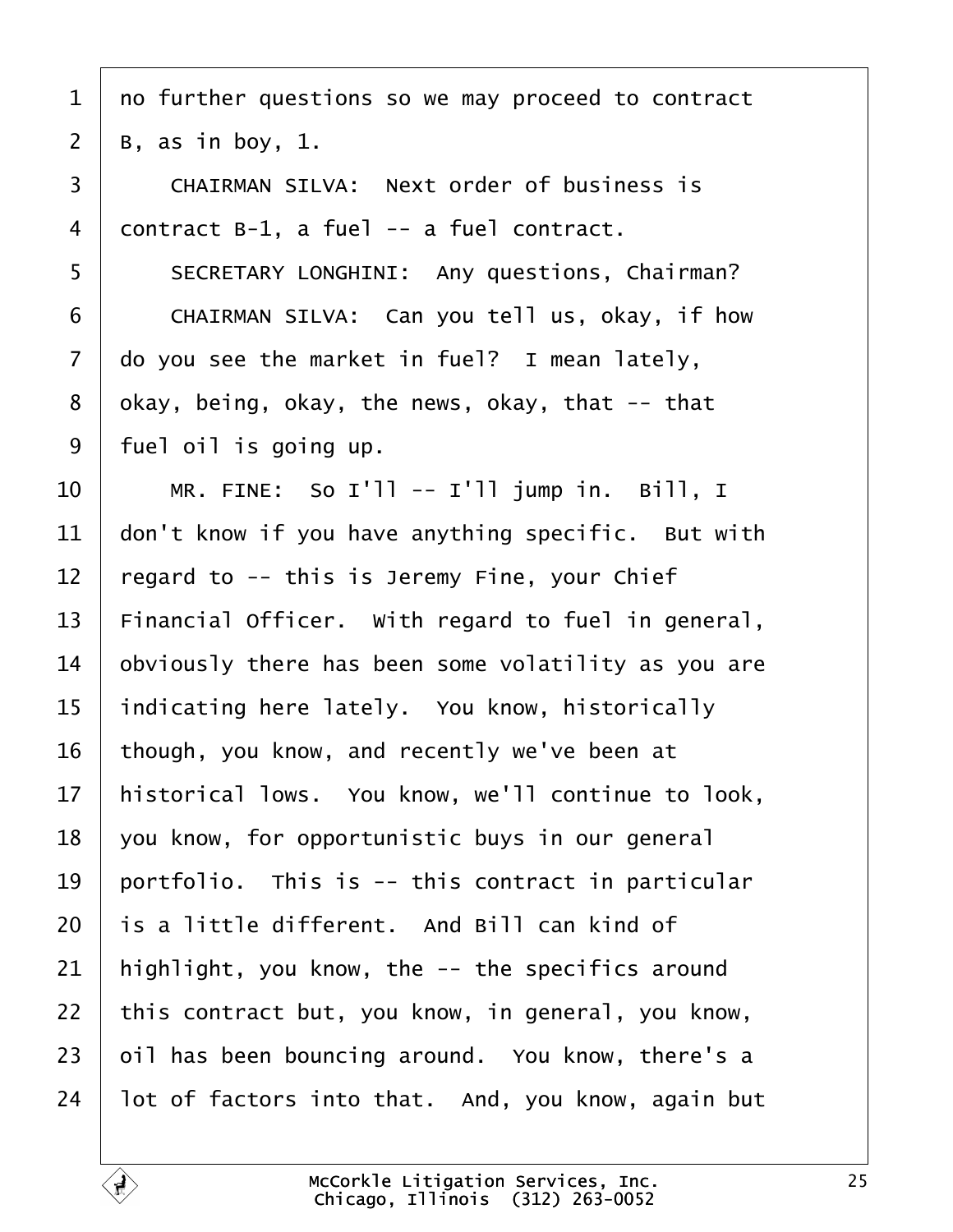no further questions so we may proceed to contract B, as in boy, 1.

CHAIRMAN SILVA: Next order of business is contract B-1, a fuel -- a fuel contract.

SECRETARY LONGHINI: Any questions, Chairman?

CHAIRMAN SILVA: Can you tell us, okay, if how do you see the market in fuel? I mean lately, okay, being, okay, the news, okay, that -- that fuel oil is going up.

MR. FINE: So I'll -- I'll jump in. Bill, I don't know if you have anything specific. But with regard to -- this is Jeremy Fine, your Chief Financial Officer. With regard to fuel in general, obviously there has been some volatility as you are indicating here lately. You know, historically though, you know, and recently we've been at historical lows. You know, we'll continue to look, you know, for opportunistic buys in our general portfolio. This is -- this contract in particular is a little different. And Bill can kind of highlight, you know, the -- the specifics around this contract but, you know, in general, you know, oil has been bouncing around. You know, there's a lot of factors into that. And, you know, again but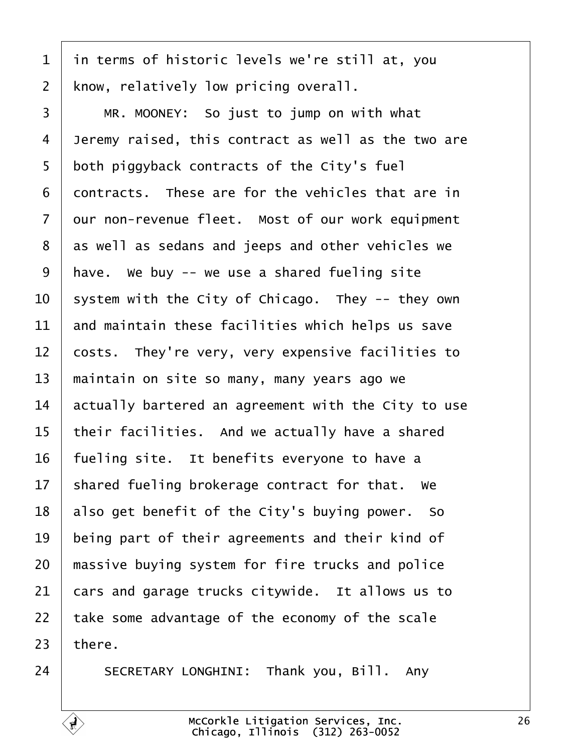in terms of historic levels we're still at, you know, relatively low pricing overall.

MR. MOONEY: So just to jump on with what Jeremy raised, this contract as well as the two are both piggyback contracts of the City's fuel contracts. These are for the vehicles that are in our non-revenue fleet. Most of our work equipment as well as sedans and jeeps and other vehicles we have. We buy -- we use a shared fueling site system with the City of Chicago. They -- they own and maintain these facilities which helps us save costs. They're very, very expensive facilities to maintain on site so many, many years ago we actually bartered an agreement with the City to use their facilities. And we actually have a shared fueling site. It benefits everyone to have a shared fueling brokerage contract for that. We also get benefit of the City's buying power. So being part of their agreements and their kind of massive buying system for fire trucks and police cars and garage trucks citywide. It allows us to take some advantage of the economy of the scale there.

SECRETARY LONGHINI: Thank you, Bill. Any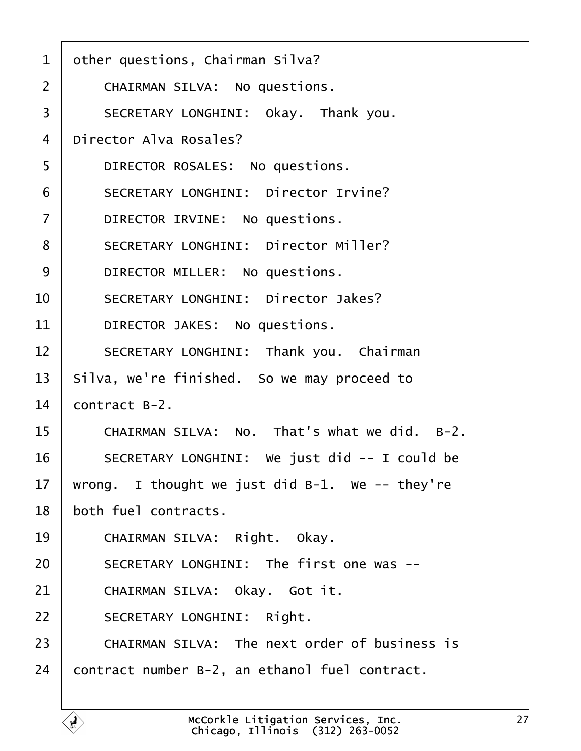other questions, Chairman Silva?

CHAIRMAN SILVA: No questions.

SECRETARY LONGHINI: Okay. Thank you. Director Alva Rosales?

DIRECTOR ROSALES: No questions.

SECRETARY LONGHINI: Director Irvine?

DIRECTOR IRVINE: No questions.

SECRETARY LONGHINI: Director Miller?

DIRECTOR MILLER: No questions.

SECRETARY LONGHINI: Director Jakes?

DIRECTOR JAKES: No questions.

SECRETARY LONGHINI: Thank you. Chairman Silva, we're finished. So we may proceed to contract B-2.

CHAIRMAN SILVA: No. That's what we did. B-2.

SECRETARY LONGHINI: We just did -- I could be wrong. I thought we just did B-1. We -- they're both fuel contracts.

CHAIRMAN SILVA: Right. Okay.

SECRETARY LONGHINI: The first one was --

CHAIRMAN SILVA: Okay. Got it.

SECRETARY LONGHINI: Right.

CHAIRMAN SILVA: The next order of business is contract number B-2, an ethanol fuel contract.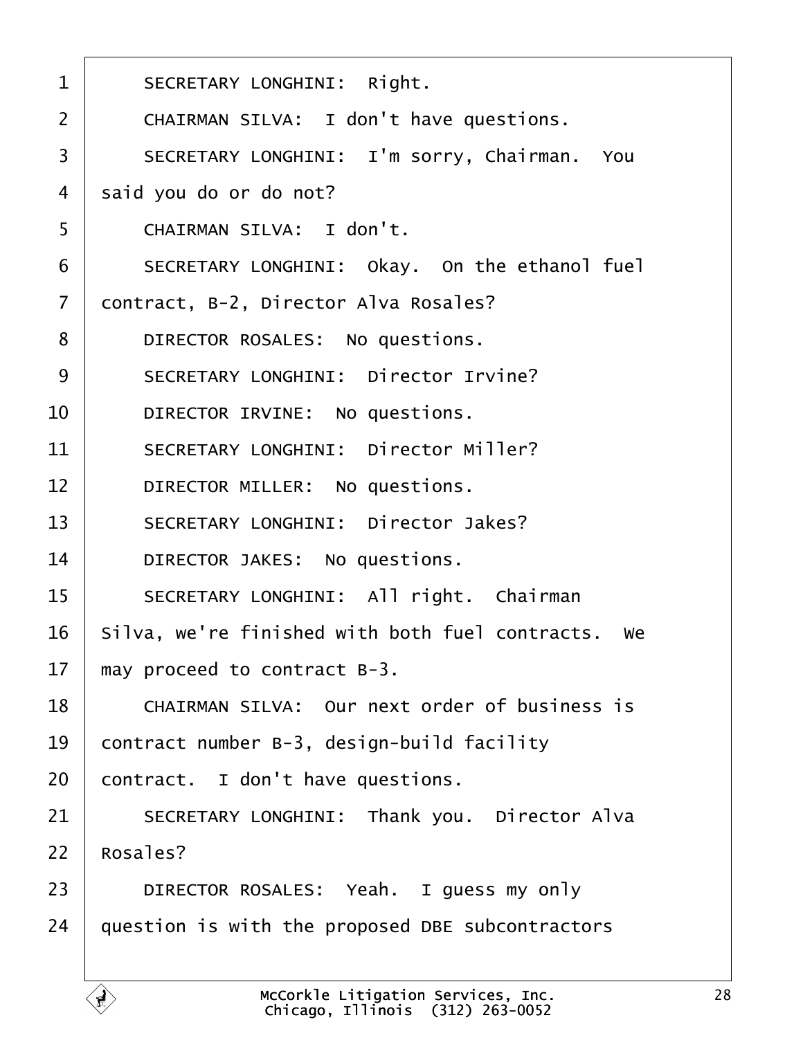SECRETARY LONGHINI: Right.

CHAIRMAN SILVA: I don't have questions.

SECRETARY LONGHINI: I'm sorry, Chairman. You said you do or do not?

CHAIRMAN SILVA: I don't.

SECRETARY LONGHINI: Okay. On the ethanol fuel contract, B-2, Director Alva Rosales?

DIRECTOR ROSALES: No questions.

SECRETARY LONGHINI: Director Irvine?

DIRECTOR IRVINE: No questions.

SECRETARY LONGHINI: Director Miller?

DIRECTOR MILLER: No questions.

SECRETARY LONGHINI: Director Jakes?

DIRECTOR JAKES: No questions.

SECRETARY LONGHINI: All right. Chairman Silva, we're finished with both fuel contracts. We may proceed to contract B-3.

CHAIRMAN SILVA: Our next order of business is contract number B-3, design-build facility contract. I don't have questions.

SECRETARY LONGHINI: Thank you. Director Alva Rosales?

DIRECTOR ROSALES: Yeah. I guess my only question is with the proposed DBE subcontractors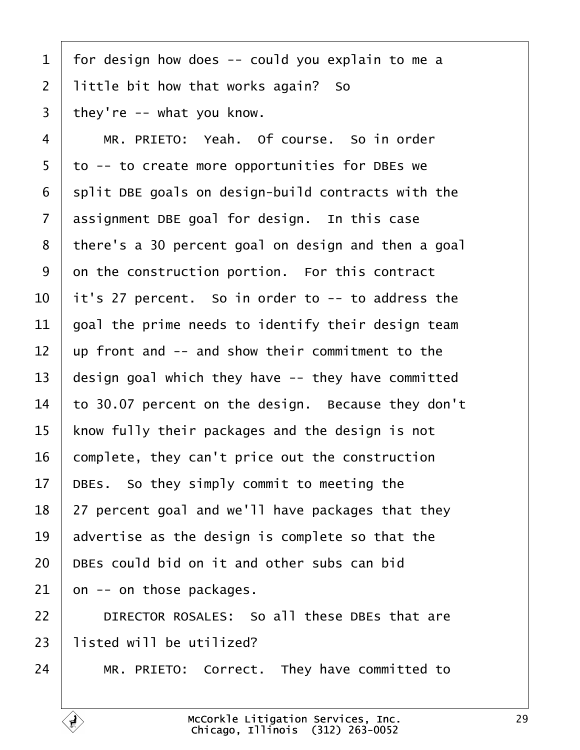for design how does -- could you explain to me a little bit how that works again? So they're -- what you know.

MR. PRIETO: Yeah. Of course. So in order to -- to create more opportunities for DBEs we split DBE goals on design-build contracts with the assignment DBE goal for design. In this case there's a 30 percent goal on design and then a goal on the construction portion. For this contract it's 27 percent. So in order to -- to address the goal the prime needs to identify their design team up front and -- and show their commitment to the design goal which they have -- they have committed to 30.07 percent on the design. Because they don't know fully their packages and the design is not complete, they can't price out the construction DBEs. So they simply commit to meeting the 27 percent goal and we'll have packages that they advertise as the design is complete so that the DBEs could bid on it and other subs can bid on -- on those packages.

DIRECTOR ROSALES: So all these DBEs that are listed will be utilized?

MR. PRIETO: Correct. They have committed to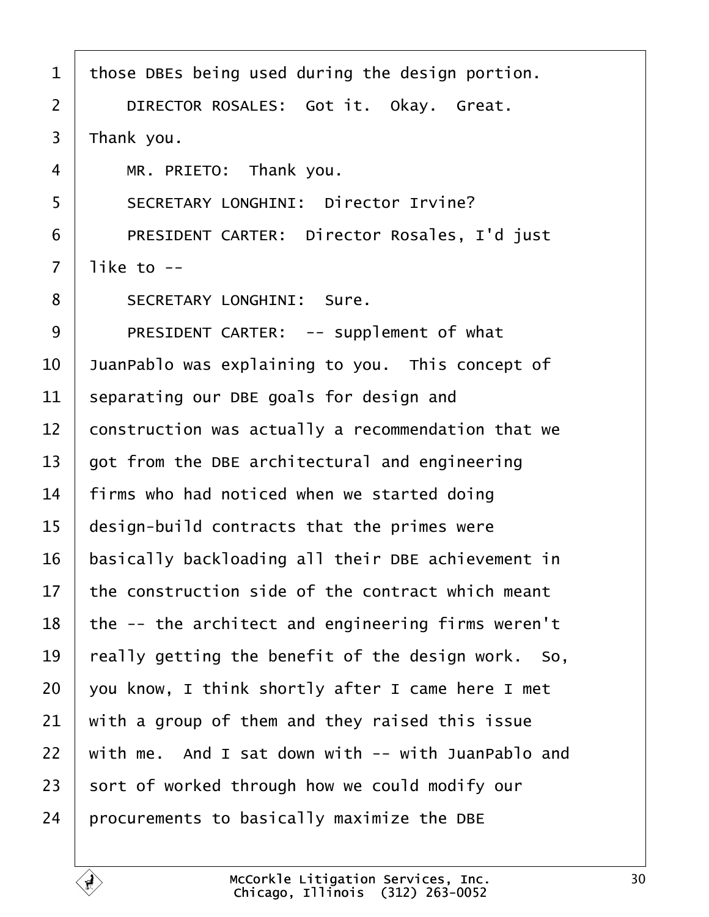those DBEs being used during the design portion.

DIRECTOR ROSALES: Got it. Okay. Great. Thank you.

MR. PRIETO: Thank you.

SECRETARY LONGHINI: Director Irvine?

PRESIDENT CARTER: Director Rosales, I'd just like to --

SECRETARY LONGHINI: Sure.

PRESIDENT CARTER: -- supplement of what JuanPablo was explaining to you. This concept of separating our DBE goals for design and construction was actually a recommendation that we got from the DBE architectural and engineering firms who had noticed when we started doing design-build contracts that the primes were basically backloading all their DBE achievement in the construction side of the contract which meant the -- the architect and engineering firms weren't really getting the benefit of the design work. So, you know, I think shortly after I came here I met with a group of them and they raised this issue with me. And I sat down with -- with JuanPablo and sort of worked through how we could modify our procurements to basically maximize the DBE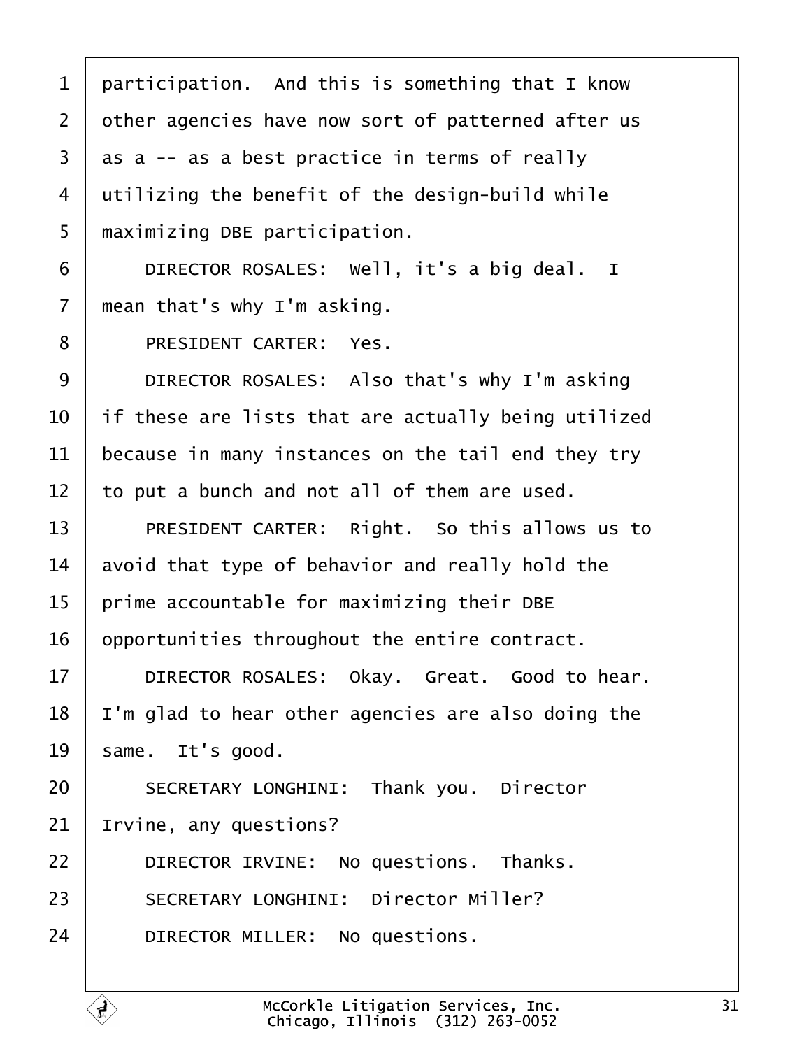participation. And this is something that I know other agencies have now sort of patterned after us as a -- as a best practice in terms of really utilizing the benefit of the design-build while maximizing DBE participation.

DIRECTOR ROSALES: Well, it's a big deal. I mean that's why I'm asking.

PRESIDENT CARTER: Yes.

DIRECTOR ROSALES: Also that's why I'm asking if these are lists that are actually being utilized because in many instances on the tail end they try to put a bunch and not all of them are used.

PRESIDENT CARTER: Right. So this allows us to avoid that type of behavior and really hold the prime accountable for maximizing their DBE opportunities throughout the entire contract.

DIRECTOR ROSALES: Okay. Great. Good to hear. I'm glad to hear other agencies are also doing the same. It's good.

SECRETARY LONGHINI: Thank you. Director Irvine, any questions?

DIRECTOR IRVINE: No questions. Thanks.

SECRETARY LONGHINI: Director Miller?

DIRECTOR MILLER: No questions.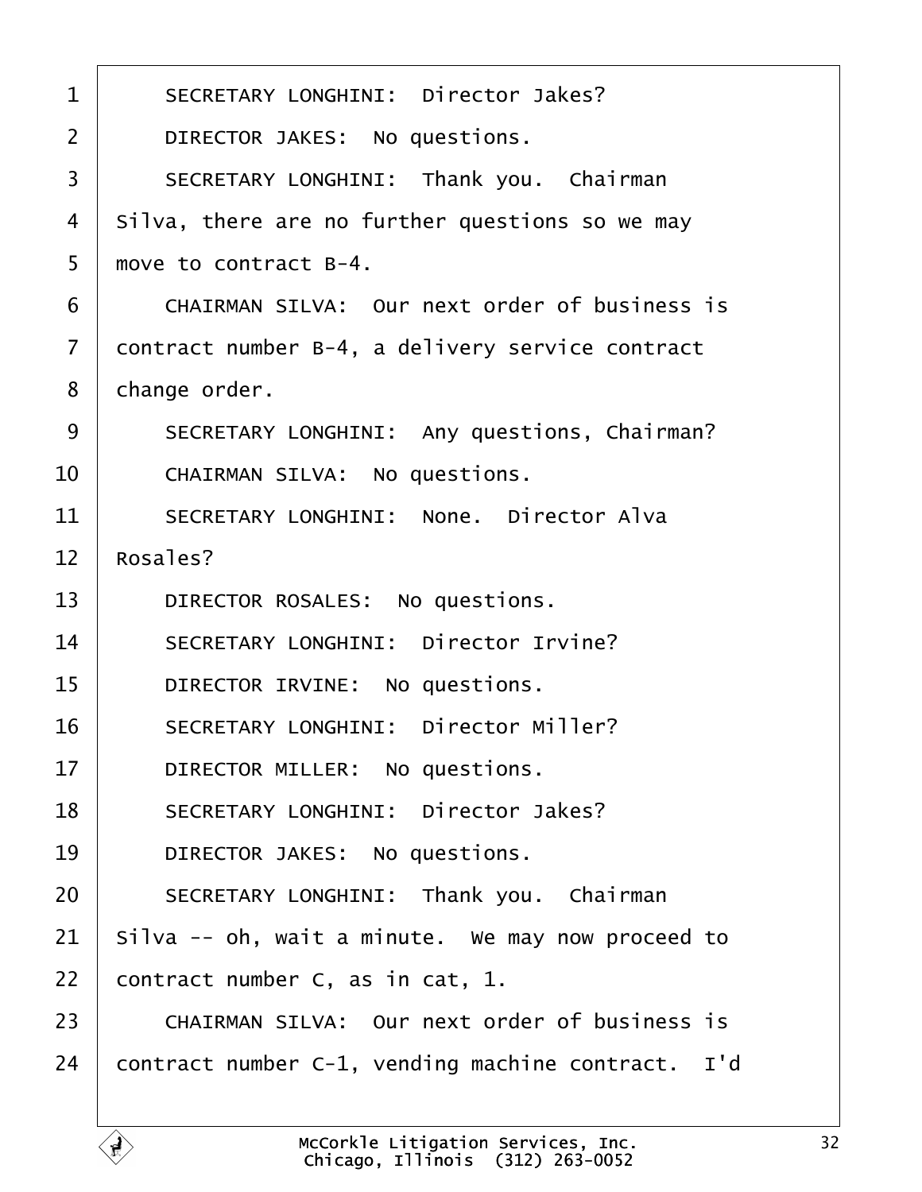1 SECRETARY LONGHINI: Director Jakes?

2 DIRECTOR JAKES: No questions.

3 SECRETARY LONGHINI: Thank you. Chairman

4 Silva, there are no further questions so we may

5 move to contract B-4.

6 CHAIRMAN SILVA: Our next order of business is

7 contract number B-4, a delivery service contract

8 change order.

9 SECRETARY LONGHINI: Any questions, Chairman?

10 CHAIRMAN SILVA: No questions.

11 SECRETARY LONGHINI: None. Director Alva

12 Rosales?

13 DIRECTOR ROSALES: No questions.

14 SECRETARY LONGHINI: Director Irvine?

15 DIRECTOR IRVINE: No questions.

16 SECRETARY LONGHINI: Director Miller?

17 DIRECTOR MILLER: No questions.

18 SECRETARY LONGHINI: Director Jakes?

19 DIRECTOR JAKES: No questions.

20 SECRETARY LONGHINI: Thank you. Chairman

21 Silva -- oh, wait a minute. We may now proceed to

22 contract number C, as in cat, 1.

23 CHAIRMAN SILVA: Our next order of business is

24 contract number C-1, vending machine contract. I'd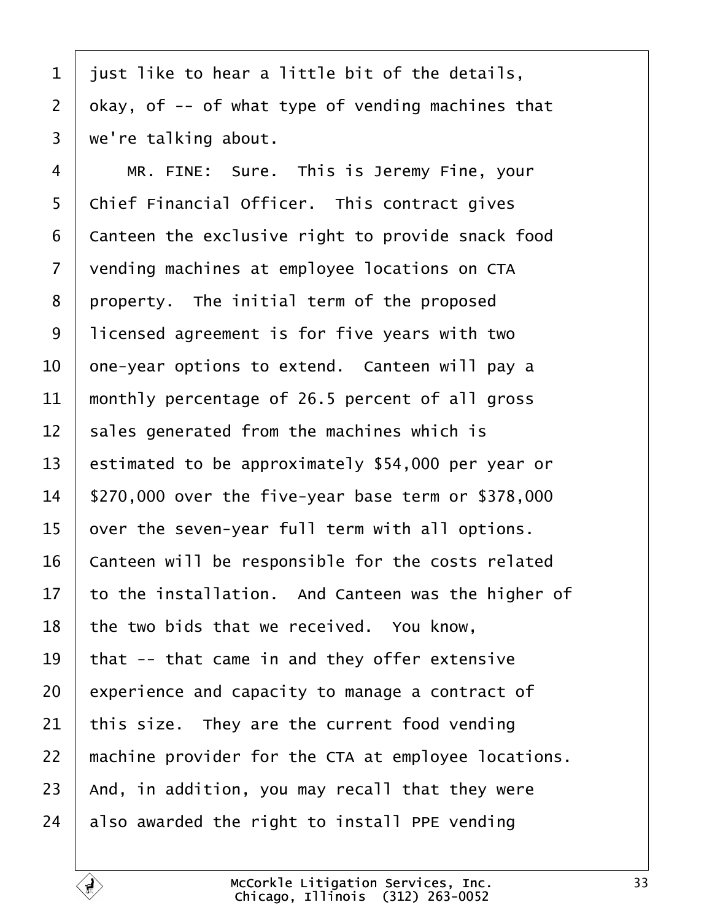just like to hear a little bit of the details, okay, of -- of what type of vending machines that we're talking about.

MR. FINE: Sure. This is Jeremy Fine, your Chief Financial Officer. This contract gives Canteen the exclusive right to provide snack food vending machines at employee locations on CTA property. The initial term of the proposed licensed agreement is for five years with two one-year options to extend. Canteen will pay a monthly percentage of 26.5 percent of all gross sales generated from the machines which is estimated to be approximately $54,000 per year or $270,000 over the five-year base term or $378,000 over the seven-year full term with all options. Canteen will be responsible for the costs related to the installation. And Canteen was the higher of the two bids that we received. You know, that -- that came in and they offer extensive experience and capacity to manage a contract of this size. They are the current food vending machine provider for the CTA at employee locations. And, in addition, you may recall that they were also awarded the right to install PPE vending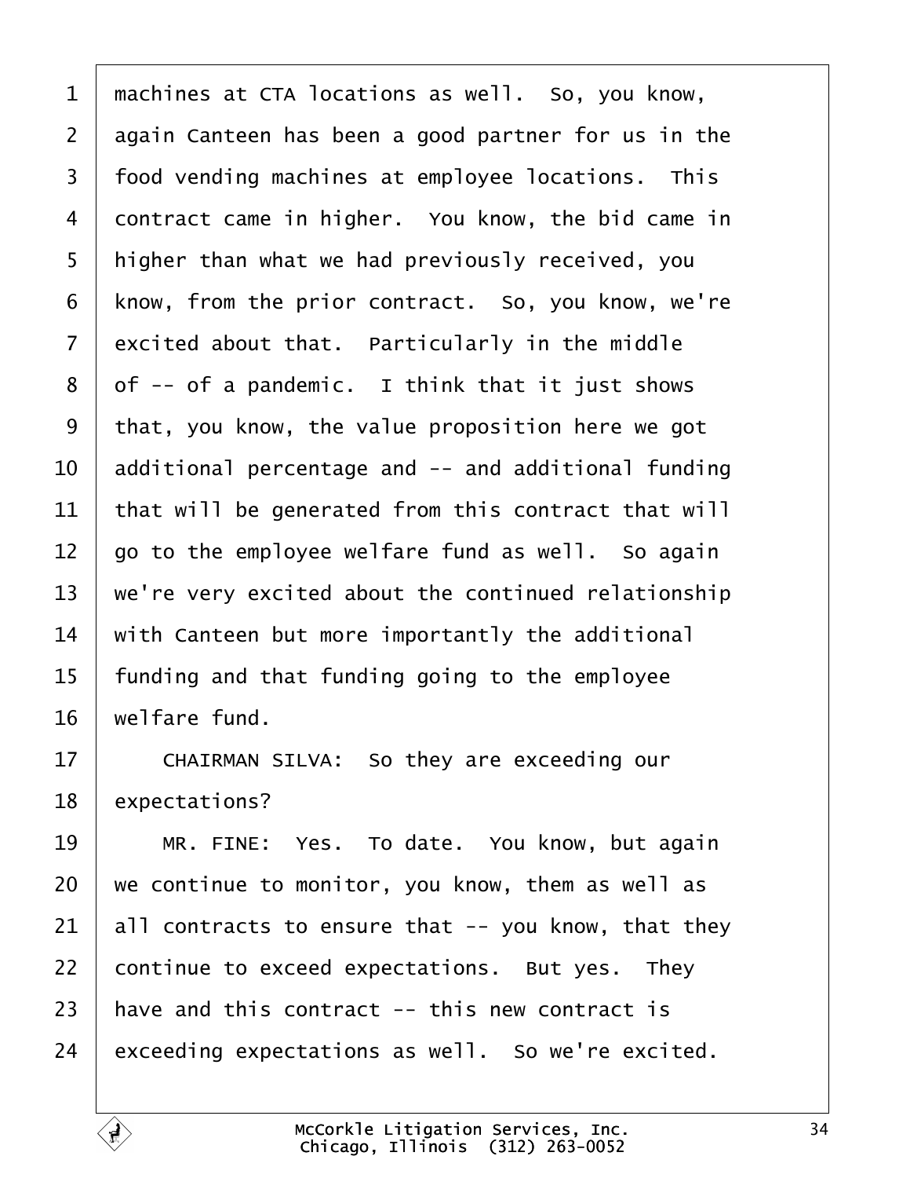machines at CTA locations as well. So, you know, again Canteen has been a good partner for us in the food vending machines at employee locations. This contract came in higher. You know, the bid came in higher than what we had previously received, you know, from the prior contract. So, you know, we're excited about that. Particularly in the middle of -- of a pandemic. I think that it just shows that, you know, the value proposition here we got additional percentage and -- and additional funding that will be generated from this contract that will go to the employee welfare fund as well. So again we're very excited about the continued relationship with Canteen but more importantly the additional funding and that funding going to the employee welfare fund.

CHAIRMAN SILVA: So they are exceeding our expectations?

MR. FINE: Yes. To date. You know, but again we continue to monitor, you know, them as well as all contracts to ensure that -- you know, that they continue to exceed expectations. But yes. They have and this contract -- this new contract is exceeding expectations as well. So we're excited.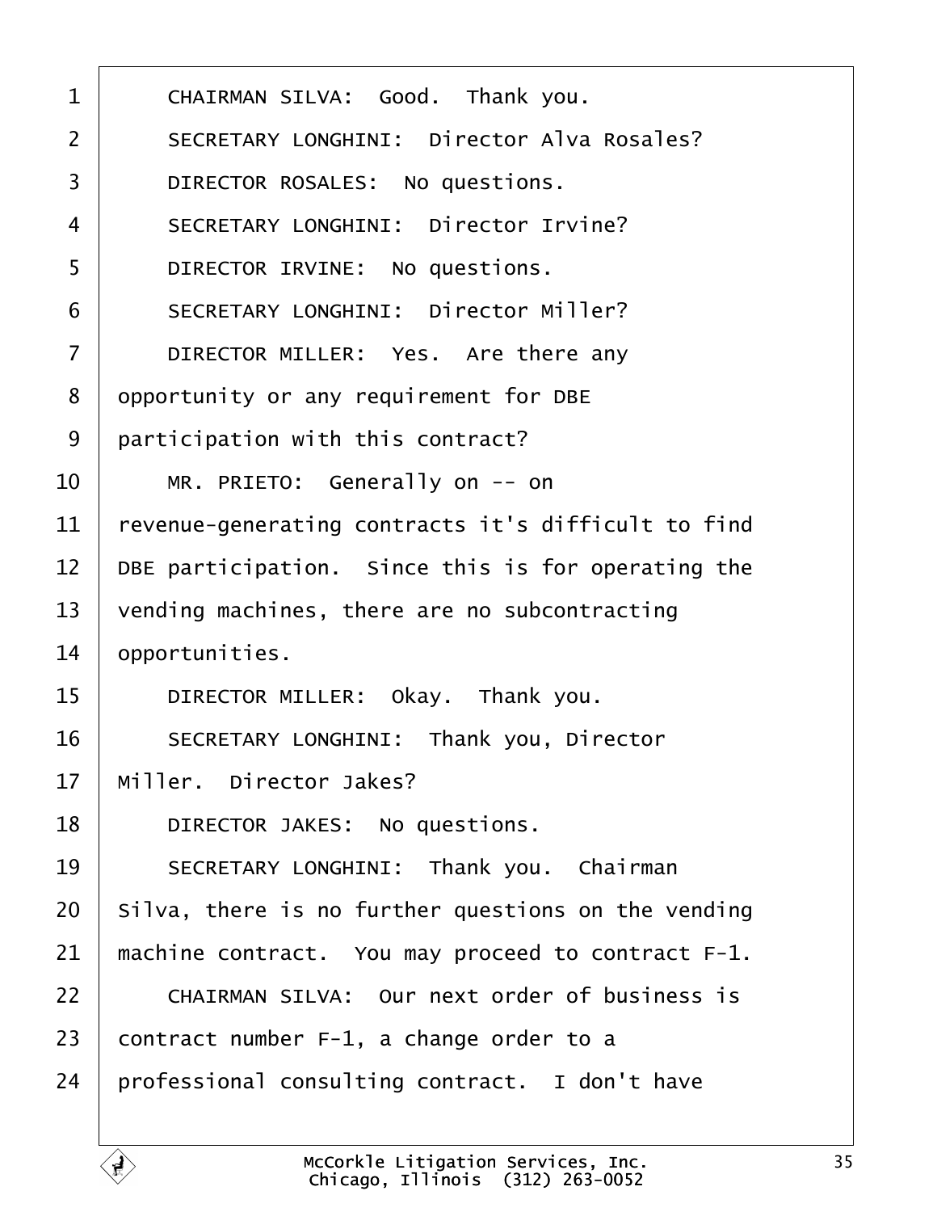CHAIRMAN SILVA: Good. Thank you.

SECRETARY LONGHINI: Director Alva Rosales?

DIRECTOR ROSALES: No questions.

SECRETARY LONGHINI: Director Irvine?

DIRECTOR IRVINE: No questions.

SECRETARY LONGHINI: Director Miller?

DIRECTOR MILLER: Yes. Are there any opportunity or any requirement for DBE participation with this contract?

MR. PRIETO: Generally on -- on revenue-generating contracts it's difficult to find DBE participation. Since this is for operating the vending machines, there are no subcontracting opportunities.

DIRECTOR MILLER: Okay. Thank you.

SECRETARY LONGHINI: Thank you, Director Miller. Director Jakes?

DIRECTOR JAKES: No questions.

SECRETARY LONGHINI: Thank you. Chairman Silva, there is no further questions on the vending machine contract. You may proceed to contract F-1.

CHAIRMAN SILVA: Our next order of business is contract number F-1, a change order to a professional consulting contract. I don't have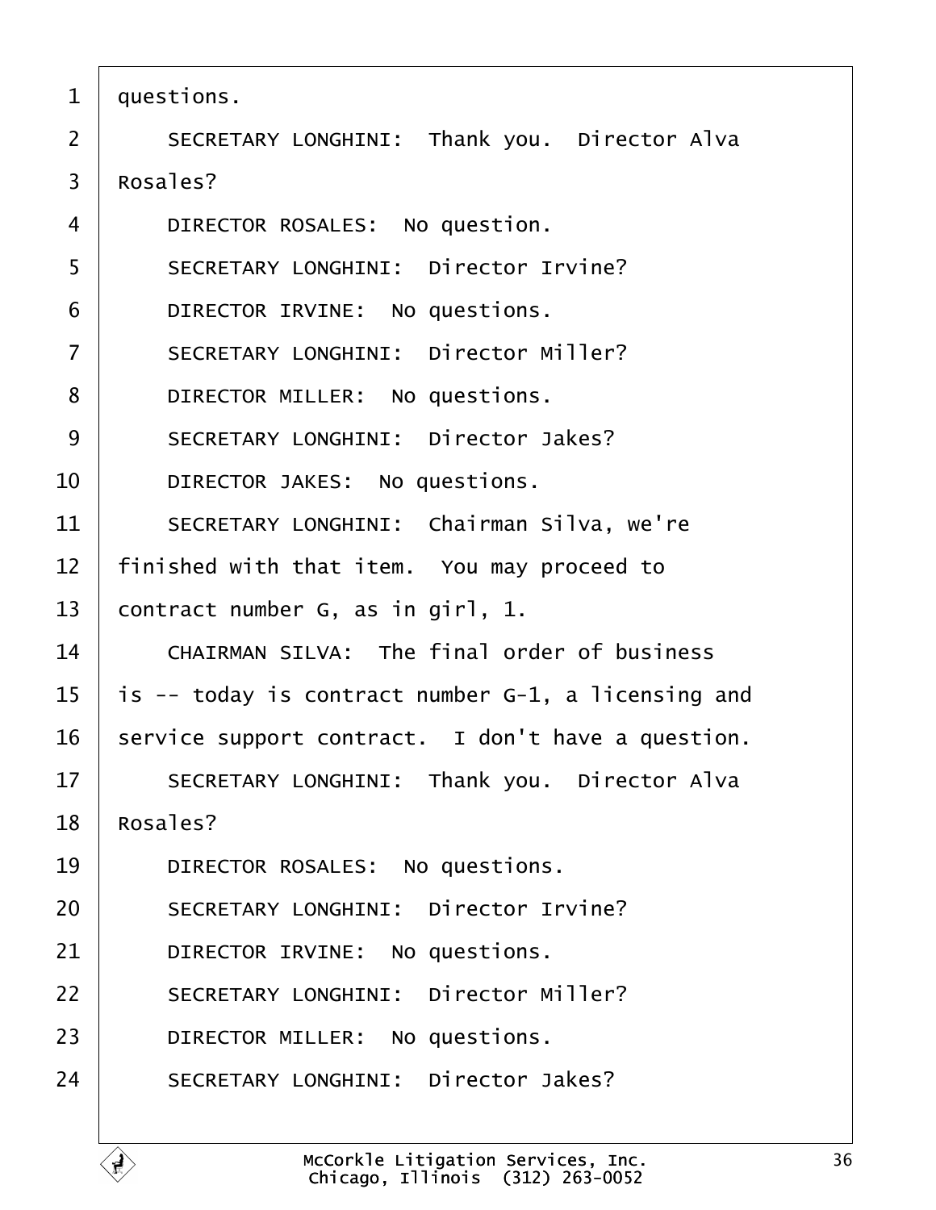questions.

SECRETARY LONGHINI: Thank you. Director Alva Rosales?

DIRECTOR ROSALES: No question.

SECRETARY LONGHINI: Director Irvine?

DIRECTOR IRVINE: No questions.

SECRETARY LONGHINI: Director Miller?

DIRECTOR MILLER: No questions.

SECRETARY LONGHINI: Director Jakes?

DIRECTOR JAKES: No questions.

SECRETARY LONGHINI: Chairman Silva, we're finished with that item. You may proceed to contract number G, as in girl, 1.

CHAIRMAN SILVA: The final order of business is -- today is contract number G-1, a licensing and service support contract. I don't have a question.

SECRETARY LONGHINI: Thank you. Director Alva Rosales?

DIRECTOR ROSALES: No questions.

SECRETARY LONGHINI: Director Irvine?

DIRECTOR IRVINE: No questions.

SECRETARY LONGHINI: Director Miller?

DIRECTOR MILLER: No questions.

SECRETARY LONGHINI: Director Jakes?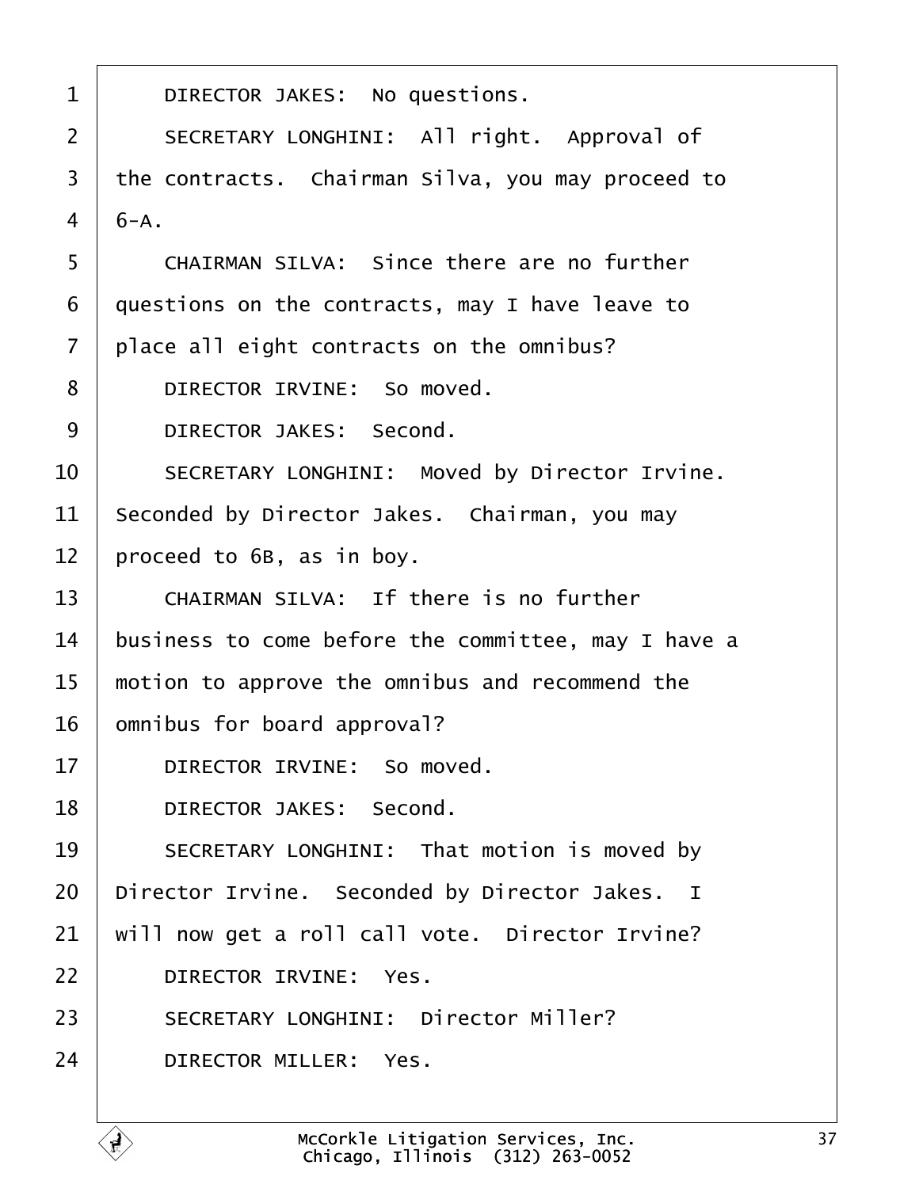1 DIRECTOR JAKES: No questions.

2 SECRETARY LONGHINI: All right. Approval of

3 the contracts. Chairman Silva, you may proceed to

4 6-A.

5 CHAIRMAN SILVA: Since there are no further

6 questions on the contracts, may I have leave to

7 place all eight contracts on the omnibus?

8 DIRECTOR IRVINE: So moved.

9 DIRECTOR JAKES: Second.

10 SECRETARY LONGHINI: Moved by Director Irvine.

11 Seconded by Director Jakes. Chairman, you may

12 proceed to 6B, as in boy.

13 CHAIRMAN SILVA: If there is no further

14 business to come before the committee, may I have a

15 motion to approve the omnibus and recommend the

16 omnibus for board approval?

17 DIRECTOR IRVINE: So moved.

18 DIRECTOR JAKES: Second.

19 SECRETARY LONGHINI: That motion is moved by

20 Director Irvine. Seconded by Director Jakes. I

21 will now get a roll call vote. Director Irvine?

22 DIRECTOR IRVINE: Yes.

23 SECRETARY LONGHINI: Director Miller?

24 DIRECTOR MILLER: Yes.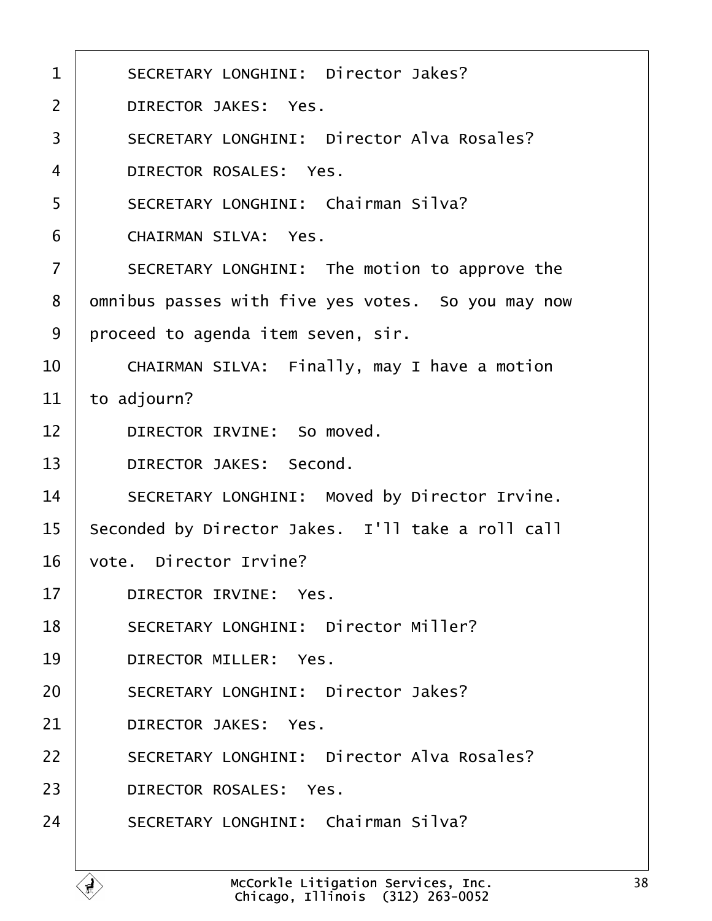SECRETARY LONGHINI: Director Jakes?

DIRECTOR JAKES: Yes.

SECRETARY LONGHINI: Director Alva Rosales?

DIRECTOR ROSALES: Yes.

SECRETARY LONGHINI: Chairman Silva?

CHAIRMAN SILVA: Yes.

SECRETARY LONGHINI: The motion to approve the omnibus passes with five yes votes. So you may now proceed to agenda item seven, sir.

CHAIRMAN SILVA: Finally, may I have a motion to adjourn?

DIRECTOR IRVINE: So moved.

DIRECTOR JAKES: Second.

SECRETARY LONGHINI: Moved by Director Irvine. Seconded by Director Jakes. I'll take a roll call vote. Director Irvine?

DIRECTOR IRVINE: Yes.

SECRETARY LONGHINI: Director Miller?

DIRECTOR MILLER: Yes.

SECRETARY LONGHINI: Director Jakes?

DIRECTOR JAKES: Yes.

SECRETARY LONGHINI: Director Alva Rosales?

DIRECTOR ROSALES: Yes.

SECRETARY LONGHINI: Chairman Silva?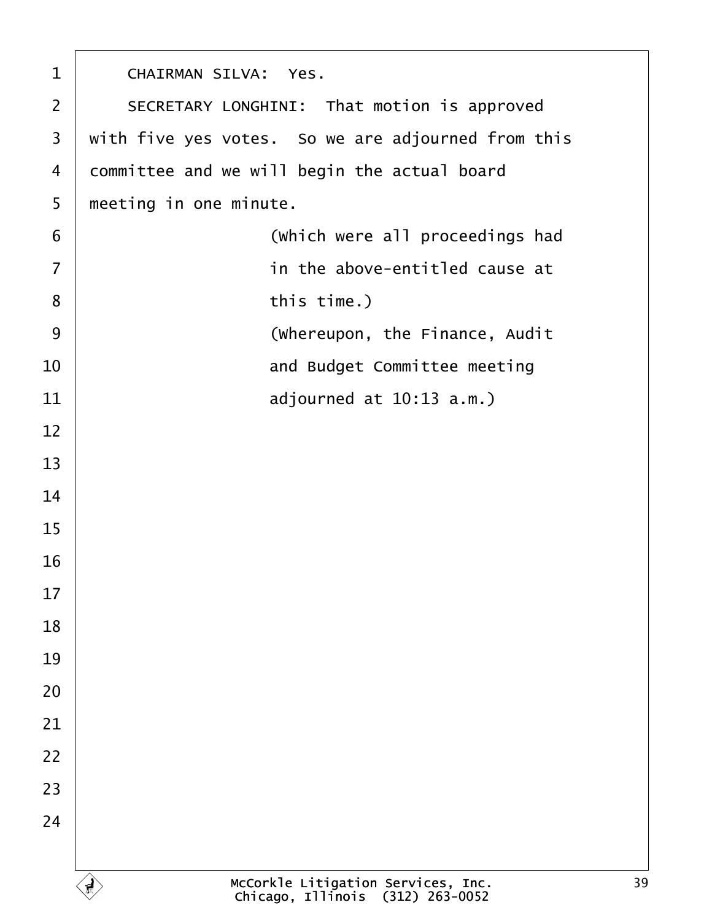CHAIRMAN SILVA: Yes.

SECRETARY LONGHINI: That motion is approved with five yes votes. So we are adjourned from this committee and we will begin the actual board meeting in one minute.

(Which were all proceedings had in the above-entitled cause at this time.)

(Whereupon, the Finance, Audit and Budget Committee meeting adjourned at 10:13 a.m.)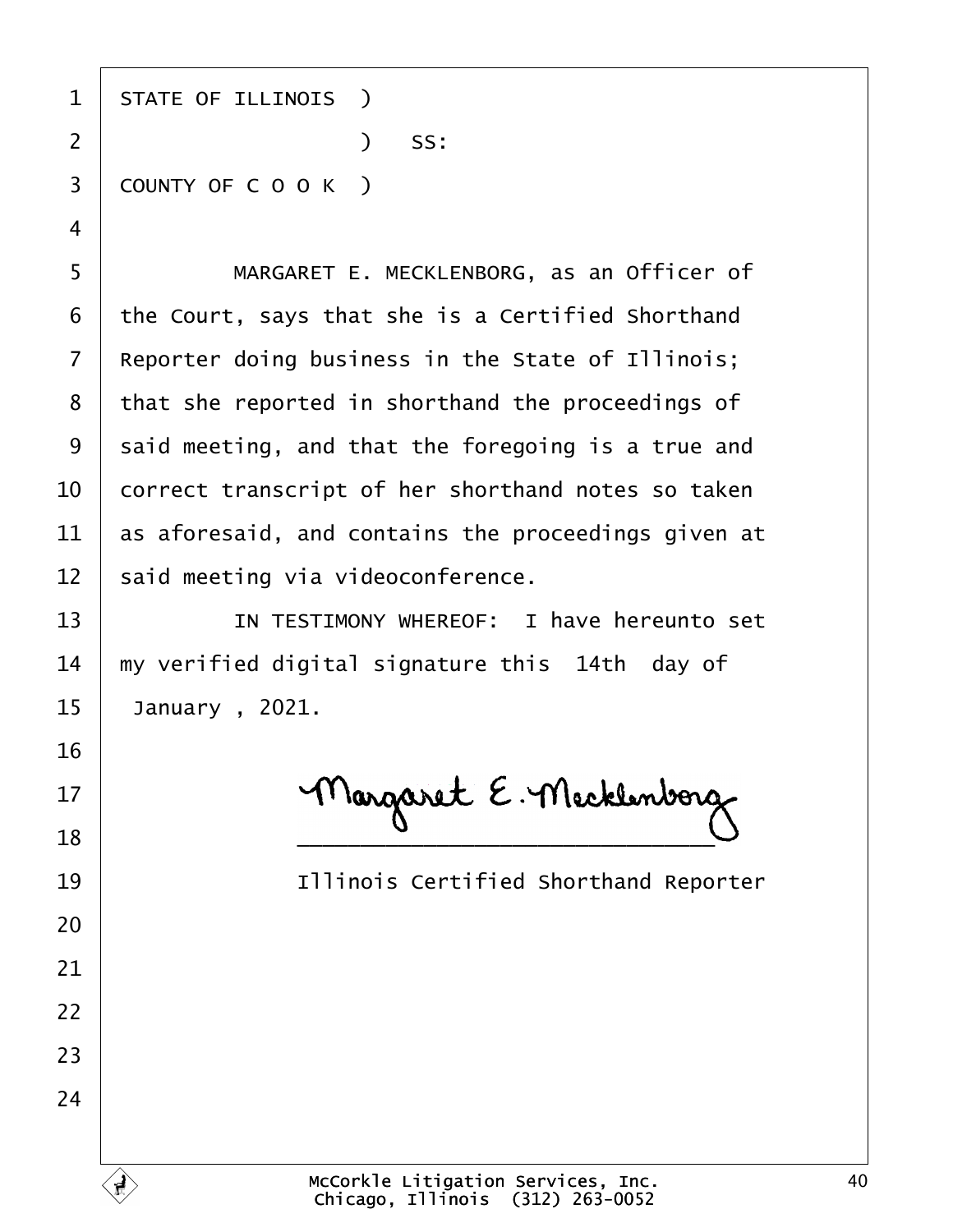STATE OF ILLINOIS )

) SS:

COUNTY OF C O O K )

MARGARET E. MECKLENBORG, as an Officer of the Court, says that she is a Certified Shorthand Reporter doing business in the State of Illinois; that she reported in shorthand the proceedings of said meeting, and that the foregoing is a true and correct transcript of her shorthand notes so taken as aforesaid, and contains the proceedings given at said meeting via videoconference.

IN TESTIMONY WHEREOF: I have hereunto set my verified digital signature this 14th day of January , 2021.

Margaret E. Mecklenborg

______________________________

Illinois Certified Shorthand Reporter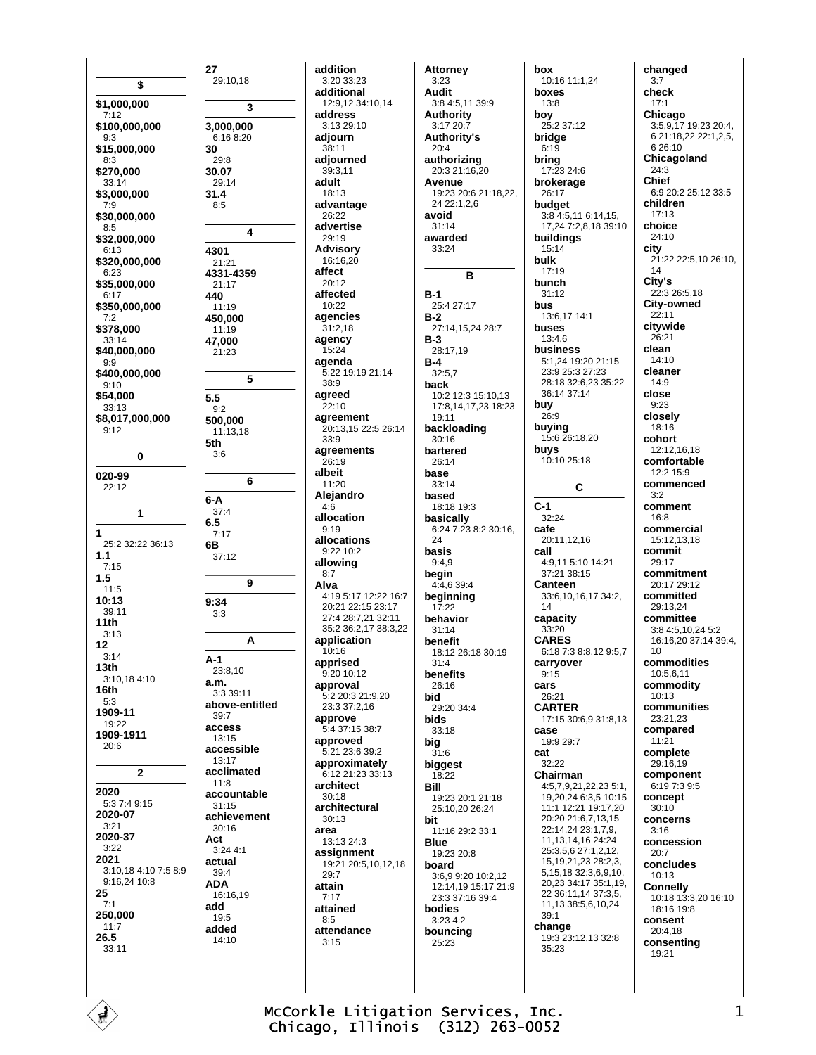## $

**$1,000,000**
7:12
**$100,000,000**
9:3
**$15,000,000**
8:3
**$270,000**
33:14
**$3,000,000**
7:9
**$30,000,000**
8:5
**$32,000,000**
6:13
**$320,000,000**
6:23
**$35,000,000**
6:17
**$350,000,000**
7:2
**$378,000**
33:14
**$40,000,000**
9:9
**$400,000,000**
9:10
**$54,000**
33:13
**$8,017,000,000**
9:12

## 0

**020-99**
22:12

## 1

**1**
25:2 32:22 36:13
**1.1**
7:15
**1.5**
11:5
**10:13**
39:11
**11th**
3:13
**12**
3:14
**13th**
3:10,18 4:10
**16th**
5:3
**1909-11**
19:22
**1909-1911**
20:6

## 2

**2020**
5:3 7:4 9:15
**2020-07**
3:21
**2020-37**
3:22
**2021**
3:10,18 4:10 7:5 8:9 9:16,24 10:8
**25**
7:1
**250,000**
11:7
**26.5**
33:11
**27**
29:10,18

## 3

**3,000,000**
6:16 8:20
**30**
29:8
**30.07**
29:14
**31.4**
8:5

## 4

**4301**
21:21
**4331-4359**
21:17
**440**
11:19
**450,000**
11:19
**47,000**
21:23

## 5

**5.5**
9:2
**500,000**
11:13,18
**5th**
3:6

## 6

**6-A**
37:4
**6.5**
7:17
**6B**
37:12

## 9

**9:34**
3:3

## A

**A-1**
23:8,10
**a.m.**
3:3 39:11
**above-entitled**
39:7
**access**
13:15
**accessible**
13:17
**acclimated**
11:8
**accountable**
31:15
**achievement**
30:16
**Act**
3:24 4:1
**actual**
39:4
**ADA**
16:16,19
**add**
19:5
**added**
14:10
**addition**
3:20 33:23
**additional**
12:9,12 34:10,14
**address**
3:13 29:10
**adjourn**
38:11
**adjourned**
39:3,11
**adult**
18:13
**advantage**
26:22
**advertise**
29:19
**Advisory**
16:16,20
**affect**
20:12
**affected**
10:22
**agencies**
31:2,18
**agency**
15:24
**agenda**
5:22 19:19 21:14 38:9
**agreed**
22:10
**agreement**
20:13,15 22:5 26:14 33:9
**agreements**
26:19
**albeit**
11:20
**Alejandro**
4:6
**allocation**
9:19
**allocations**
9:22 10:2
**allowing**
8:7
**Alva**
4:19 5:17 12:22 16:7 20:21 22:15 23:17 27:4 28:7,21 32:11 35:2 36:2,17 38:3,22
**application**
10:16
**apprised**
9:20 10:12
**approval**
5:2 20:3 21:9,20 23:3 37:2,16
**approve**
5:4 37:15 38:7
**approved**
5:21 23:6 39:2
**approximately**
6:12 21:23 33:13
**architect**
30:18
**architectural**
30:13
**area**
13:13 24:3
**assignment**
19:21 20:5,10,12,18 29:7
**attain**
7:17
**attained**
8:5
**attendance**
3:15
**Attorney**
3:23
**Audit**
3:8 4:5,11 39:9
**Authority**
3:17 20:7
**Authority's**
20:4
**authorizing**
20:3 21:16,20
**Avenue**
19:23 20:6 21:18,22, 24 22:1,2,6
**avoid**
31:14
**awarded**
33:24

## B

**B-1**
25:4 27:17
**B-2**
27:14,15,24 28:7
**B-3**
28:17,19
**B-4**
32:5,7
**back**
10:2 12:3 15:10,13 17:8,14,17,23 18:23 19:11
**backloading**
30:16
**bartered**
26:14
**base**
33:14
**based**
18:18 19:3
**basically**
6:24 7:23 8:2 30:16, 24
**basis**
9:4,9
**begin**
4:4,6 39:4
**beginning**
17:22
**behavior**
31:14
**benefit**
18:12 26:18 30:19 31:4
**benefits**
26:16
**bid**
29:20 34:4
**bids**
33:18
**big**
31:6
**biggest**
18:22
**Bill**
19:23 20:1 21:18 25:10,20 26:24
**bit**
11:16 29:2 33:1
**Blue**
19:23 20:8
**board**
3:6,9 9:20 10:2,12 12:14,19 15:17 21:9 23:3 37:16 39:4
**bodies**
3:23 4:2
**bouncing**
25:23
**box**
10:16 11:1,24
**boxes**
13:8
**boy**
25:2 37:12
**bridge**
6:19
**bring**
17:23 24:6
**brokerage**
26:17
**budget**
3:8 4:5,11 6:14,15, 17,24 7:2,8,18 39:10
**buildings**
15:14
**bulk**
17:19
**bunch**
31:12
**bus**
13:6,17 14:1
**buses**
13:4,6
**business**
5:1,24 19:20 21:15 23:9 25:3 27:23 28:18 32:6,23 35:22 36:14 37:14
**buy**
26:9
**buying**
15:6 26:18,20
**buys**
10:10 25:18

## C

**C-1**
32:24
**cafe**
20:11,12,16
**call**
4:9,11 5:10 14:21 37:21 38:15
**Canteen**
33:6,10,16,17 34:2, 14
**capacity**
33:20
**CARES**
6:18 7:3 8:8,12 9:5,7
**carryover**
9:15
**cars**
26:21
**CARTER**
17:15 30:6,9 31:8,13
**case**
19:9 29:7
**cat**
32:22
**Chairman**
4:5,7,9,21,22,23 5:1, 19,20,24 6:3,5 10:15 11:1 12:21 19:17,20 20:20 21:6,7,13,15 22:14,24 23:1,7,9, 11,13,14,16 24:24 25:3,5,6 27:1,2,12, 15,19,21,23 28:2,3, 5,15,18 32:3,6,9,10, 20,23 34:17 35:1,19, 22 36:11,14 37:3,5, 11,13 38:5,6,10,24 39:1
**change**
19:3 23:12,13 32:8 35:23
**changed**
3:7
**check**
17:1
**Chicago**
3:5,9,17 19:23 20:4, 6 21:18,22 22:1,2,5, 6 26:10
**Chicagoland**
24:3
**Chief**
6:9 20:2 25:12 33:5
**children**
17:13
**choice**
24:10
**city**
21:22 22:5,10 26:10, 14
**City's**
22:3 26:5,18
**City-owned**
22:11
**citywide**
26:21
**clean**
14:10
**cleaner**
14:9
**close**
9:23
**closely**
18:16
**cohort**
12:12,16,18
**comfortable**
12:2 15:9
**commenced**
3:2
**comment**
16:8
**commercial**
15:12,13,18
**commit**
29:17
**commitment**
20:17 29:12
**committed**
29:13,24
**committee**
3:8 4:5,10,24 5:2 16:16,20 37:14 39:4, 10
**commodities**
10:5,6,11
**commodity**
10:13
**communities**
23:21,23
**compared**
11:21
**complete**
29:16,19
**component**
6:19 7:3 9:5
**concept**
30:10
**concerns**
3:16
**concession**
20:7
**concludes**
10:13
**Connelly**
10:18 13:3,20 16:10 18:16 19:8
**consent**
20:4,18
**consenting**
19:21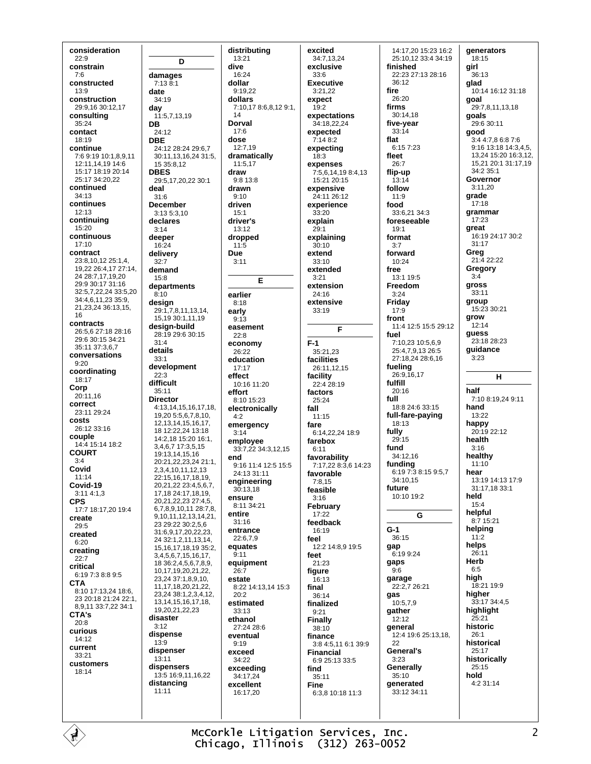**consideration**
22:9
**constrain**
7:6
**constructed**
13:9
**construction**
29:9,16 30:12,17
**consulting**
35:24
**contact**
18:19
**continue**
7:6 9:19 10:1,8,9,11 12:11,14,19 14:6 15:17 18:19 20:14 25:17 34:20,22
**continued**
34:13
**continues**
12:13
**continuing**
15:20
**continuous**
17:10
**contract**
23:8,10,12 25:1,4, 19,22 26:4,17 27:14, 24 28:7,17,19,20 29:9 30:17 31:16 32:5,7,22,24 33:5,20 34:4,6,11,23 35:9, 21,23,24 36:13,15, 16
**contracts**
26:5,6 27:18 28:16 29:6 30:15 34:21 35:11 37:3,6,7
**conversations**
9:20
**coordinating**
18:17
**Corp**
20:11,16
**correct**
23:11 29:24
**costs**
26:12 33:16
**couple**
14:4 15:14 18:2
**COURT**
3:4
**Covid**
11:14
**Covid-19**
3:11 4:1,3
**CPS**
17:7 18:17,20 19:4
**create**
29:5
**created**
6:20
**creating**
22:7
**critical**
6:19 7:3 8:8 9:5
**CTA**
8:10 17:13,24 18:6, 23 20:18 21:24 22:1, 8,9,11 33:7,22 34:1
**CTA's**
20:8
**curious**
14:12
**current**
33:21
**customers**
18:14

## D

**damages**
7:13 8:1
**date**
34:19
**day**
11:5,7,13,19
**DB**
24:12
**DBE**
24:12 28:24 29:6,7 30:11,13,16,24 31:5, 15 35:8,12
**DBES**
29:5,17,20,22 30:1
**deal**
31:6
**December**
3:13 5:3,10
**declares**
3:14
**deeper**
16:24
**delivery**
32:7
**demand**
15:8
**departments**
8:10
**design**
29:1,7,8,11,13,14, 15,19 30:1,11,19
**design-build**
28:19 29:6 30:15 31:4
**details**
33:1
**development**
22:3
**difficult**
35:11
**Director**
4:13,14,15,16,17,18, 19,20 5:5,6,7,8,10, 12,13,14,15,16,17, 18 12:22,24 13:18 14:2,18 15:20 16:1, 3,4,6,7 17:3,5,15 19:13,14,15,16 20:21,22,23,24 21:1, 2,3,4,10,11,12,13 22:15,16,17,18,19, 20,21,22 23:4,5,6,7, 17,18 24:17,18,19, 20,21,22,23 27:4,5, 6,7,8,9,10,11 28:7,8, 9,10,11,12,13,14,21, 23 29:22 30:2,5,6 31:6,9,17,20,22,23, 24 32:1,2,11,13,14, 15,16,17,18,19 35:2, 3,4,5,6,7,15,16,17, 18 36:2,4,5,6,7,8,9, 10,17,19,20,21,22, 23,24 37:1,8,9,10, 11,17,18,20,21,22, 23,24 38:1,2,3,4,12, 13,14,15,16,17,18, 19,20,21,22,23
**disaster**
3:12
**dispense**
13:9
**dispenser**
13:11
**dispensers**
13:5 16:9,11,16,22
**distancing**
11:11
**distributing**
13:21
**dive**
16:24
**dollar**
9:19,22
**dollars**
7:10,17 8:6,8,12 9:1, 14
**Dorval**
17:6
**dose**
12:7,19
**dramatically**
11:5,17
**draw**
9:8 13:8
**drawn**
9:10
**driven**
15:1
**driver's**
13:12
**dropped**
11:5
**Due**
3:11

## E

**earlier**
8:18
**early**
9:13
**easement**
22:8
**economy**
26:22
**education**
17:17
**effect**
10:16 11:20
**effort**
8:10 15:23
**electronically**
4:2
**emergency**
3:14
**employee**
33:7,22 34:3,12,15
**end**
9:16 11:4 12:5 15:5 24:13 31:11
**engineering**
30:13,18
**ensure**
8:11 34:21
**entire**
31:16
**entrance**
22:6,7,9
**equates**
9:11
**equipment**
26:7
**estate**
8:22 14:13,14 15:3 20:2
**estimated**
33:13
**ethanol**
27:24 28:6
**eventual**
9:19
**exceed**
34:22
**exceeding**
34:17,24
**excellent**
16:17,20
**excited**
34:7,13,24
**exclusive**
33:6
**Executive**
3:21,22
**expect**
19:2
**expectations**
34:18,22,24
**expected**
7:14 8:2
**expecting**
18:3
**expenses**
7:5,6,14,19 8:4,13 15:21 20:15
**expensive**
24:11 26:12
**experience**
33:20
**explain**
29:1
**explaining**
30:10
**extend**
33:10
**extended**
3:21
**extension**
24:16
**extensive**
33:19

## F

**F-1**
35:21,23
**facilities**
26:11,12,15
**facility**
22:4 28:19
**factors**
25:24
**fall**
11:15
**fare**
6:14,22,24 18:9
**farebox**
6:11
**favorability**
7:17,22 8:3,6 14:23
**favorable**
7:8,15
**feasible**
3:16
**February**
17:22
**feedback**
16:19
**feel**
12:2 14:8,9 19:5
**feet**
21:23
**figure**
16:13
**final**
36:14
**finalized**
9:21
**Finally**
38:10
**finance**
3:8 4:5,11 6:1 39:9
**Financial**
6:9 25:13 33:5
**find**
35:11
**Fine**
6:3,8 10:18 11:3
14:17,20 15:23 16:2 25:10,12 33:4 34:19
**finished**
22:23 27:13 28:16 36:12
**fire**
26:20
**firms**
30:14,18
**five-year**
33:14
**flat**
6:15 7:23
**fleet**
26:7
**flip-up**
13:14
**follow**
11:9
**food**
33:6,21 34:3
**foreseeable**
19:1
**format**
3:7
**forward**
10:24
**free**
13:1 19:5
**Freedom**
3:24
**Friday**
17:9
**front**
11:4 12:5 15:5 29:12
**fuel**
7:10,23 10:5,6,9 25:4,7,9,13 26:5 27:18,24 28:6,16
**fueling**
26:9,16,17
**fulfill**
20:16
**full**
18:8 24:6 33:15
**full-fare-paying**
18:13
**fully**
29:15
**fund**
34:12,16
**funding**
6:19 7:3 8:15 9:5,7 34:10,15
**future**
10:10 19:2

## G

**G-1**
36:15
**gap**
6:19 9:24
**gaps**
9:6
**garage**
22:2,7 26:21
**gas**
10:5,7,9
**gather**
12:12
**general**
12:4 19:6 25:13,18, 22
**General's**
3:23
**Generally**
35:10
**generated**
33:12 34:11
**generators**
18:15
**girl**
36:13
**glad**
10:14 16:12 31:18
**goal**
29:7,8,11,13,18
**goals**
29:6 30:11
**good**
3:4 4:7,8 6:8 7:6 9:16 13:18 14:3,4,5, 13,24 15:20 16:3,12, 15,21 20:1 31:17,19 34:2 35:1
**Governor**
3:11,20
**grade**
17:18
**grammar**
17:23
**great**
16:19 24:17 30:2 31:17
**Greg**
21:4 22:22
**Gregory**
3:4
**gross**
33:11
**group**
15:23 30:21
**grow**
12:14
**guess**
23:18 28:23
**guidance**
3:23

## H

**half**
7:10 8:19,24 9:11
**hand**
13:22
**happy**
20:19 22:12
**health**
3:16
**healthy**
11:10
**hear**
13:19 14:13 17:9 31:17,18 33:1
**held**
15:4
**helpful**
8:7 15:21
**helping**
11:2
**helps**
26:11
**Herb**
6:5
**high**
18:21 19:9
**higher**
33:17 34:4,5
**highlight**
25:21
**historic**
26:1
**historical**
25:17
**historically**
25:15
**hold**
4:2 31:14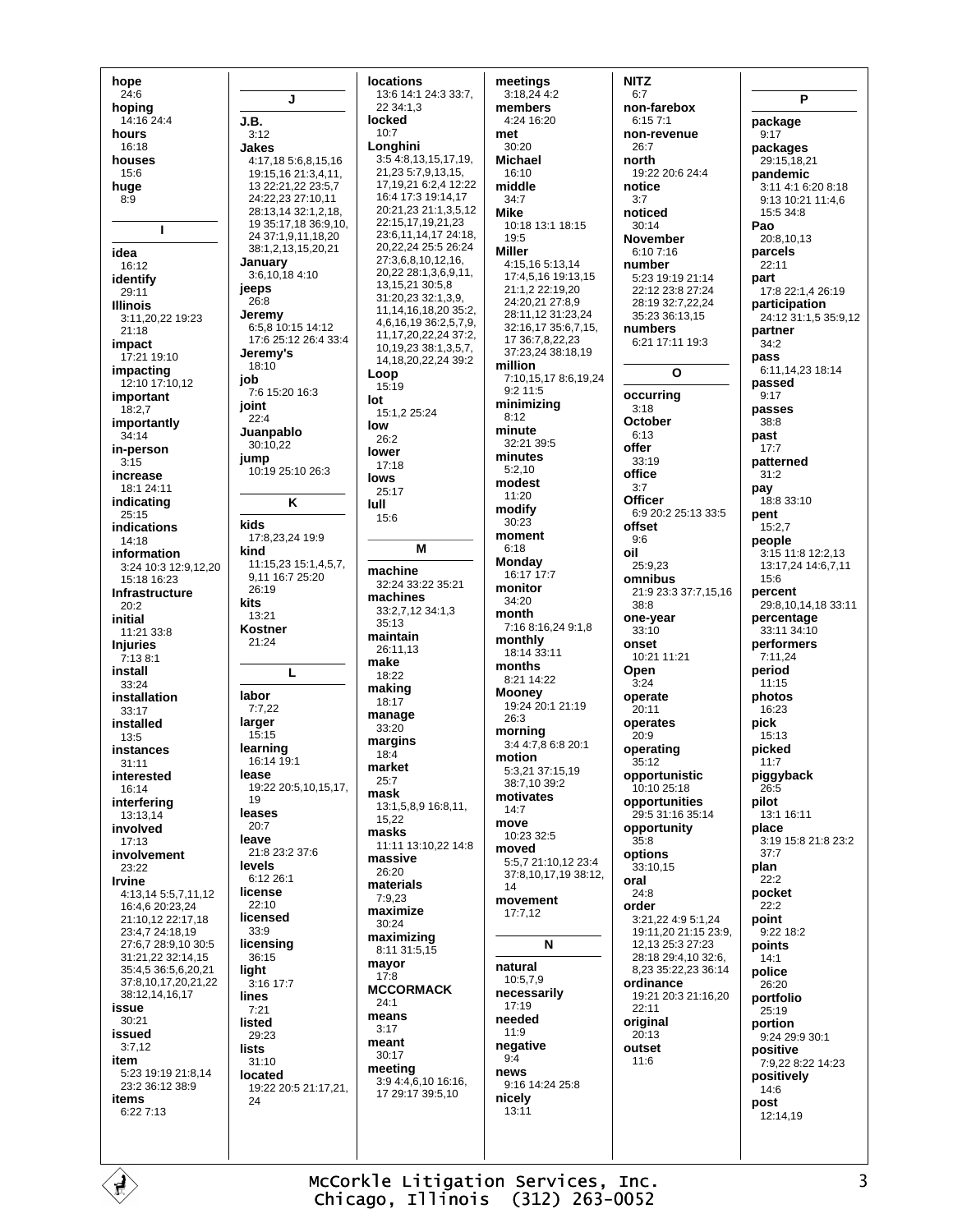**hope**
24:6
**hoping**
14:16 24:4
**hours**
16:18
**houses**
15:6
**huge**
8:9

### I

**idea**
16:12
**identify**
29:11
**Illinois**
3:11,20,22 19:23 21:18
**impact**
17:21 19:10
**impacting**
12:10 17:10,12
**important**
18:2,7
**importantly**
34:14
**in-person**
3:15
**increase**
18:1 24:11
**indicating**
25:15
**indications**
14:18
**information**
3:24 10:3 12:9,12,20 15:18 16:23
**Infrastructure**
20:2
**initial**
11:21 33:8
**Injuries**
7:13 8:1
**install**
33:24
**installation**
33:17
**installed**
13:5
**instances**
31:11
**interested**
16:14
**interfering**
13:13,14
**involved**
17:13
**involvement**
23:22
**Irvine**
4:13,14 5:5,7,11,12 16:4,6 20:23,24 21:10,12 22:17,18 23:4,7 24:18,19 27:6,7 28:9,10 30:5 31:21,22 32:14,15 35:4,5 36:5,6,20,21 37:8,10,17,20,21,22 38:12,14,16,17
**issue**
30:21
**issued**
3:7,12
**item**
5:23 19:19 21:8,14 23:2 36:12 38:9
**items**
6:22 7:13

### J

**J.B.**
3:12
**Jakes**
4:17,18 5:6,8,15,16 19:15,16 21:3,4,11, 13 22:21,22 23:5,7 24:22,23 27:10,11 28:13,14 32:1,2,18, 19 35:17,18 36:9,10, 24 37:1,9,11,18,20 38:1,2,13,15,20,21
**January**
3:6,10,18 4:10
**jeeps**
26:8
**Jeremy**
6:5,8 10:15 14:12 17:6 25:12 26:4 33:4
**Jeremy's**
18:10
**job**
7:6 15:20 16:3
**joint**
22:4
**Juanpablo**
30:10,22
**jump**
10:19 25:10 26:3

### K

**kids**
17:8,23,24 19:9
**kind**
11:15,23 15:1,4,5,7, 9,11 16:7 25:20 26:19
**kits**
13:21
**Kostner**
21:24

### L

**labor**
7:7,22
**larger**
15:15
**learning**
16:14 19:1
**lease**
19:22 20:5,10,15,17, 19
**leases**
20:7
**leave**
21:8 23:2 37:6
**levels**
6:12 26:1
**license**
22:10
**licensed**
33:9
**licensing**
36:15
**light**
3:16 17:7
**lines**
7:21
**listed**
29:23
**lists**
31:10
**located**
19:22 20:5 21:17,21, 24
**locations**
13:6 14:1 24:3 33:7, 22 34:1,3
**locked**
10:7
**Longhini**
3:5 4:8,13,15,17,19, 21,23 5:7,9,13,15, 17,19,21 6:2,4 12:22 16:4 17:3 19:14,17 20:21,23 21:1,3,5,12 22:15,17,19,21,23 23:6,11,14,17 24:18, 20,22,24 25:5 26:24 27:3,6,8,10,12,16, 20,22 28:1,3,6,9,11, 13,15,21 30:5,8 31:20,23 32:1,3,9, 11,14,16,18,20 35:2, 4,6,16,19 36:2,5,7,9, 11,17,20,22,24 37:2, 10,19,23 38:1,3,5,7, 14,18,20,22,24 39:2
**Loop**
15:19
**lot**
15:1,2 25:24
**low**
26:2
**lower**
17:18
**lows**
25:17
**lull**
15:6

### M

**machine**
32:24 33:22 35:21
**machines**
33:2,7,12 34:1,3 35:13
**maintain**
26:11,13
**make**
18:22
**making**
18:17
**manage**
33:20
**margins**
18:4
**market**
25:7
**mask**
13:1,5,8,9 16:8,11, 15,22
**masks**
11:11 13:10,22 14:8
**massive**
26:20
**materials**
7:9,23
**maximize**
30:24
**maximizing**
8:11 31:5,15
**mayor**
17:8
**MCCORMACK**
24:1
**means**
3:17
**meant**
30:17
**meeting**
3:9 4:4,6,10 16:16, 17 29:17 39:5,10
**meetings**
3:18,24 4:2
**members**
4:24 16:20
**met**
30:20
**Michael**
16:10
**middle**
34:7
**Mike**
10:18 13:1 18:15 19:5
**Miller**
4:15,16 5:13,14 17:4,5,16 19:13,15 21:1,2 22:19,20 24:20,21 27:8,9 28:11,12 31:23,24 32:16,17 35:6,7,15, 17 36:7,8,22,23 37:23,24 38:18,19
**million**
7:10,15,17 8:6,19,24 9:2 11:5
**minimizing**
8:12
**minute**
32:21 39:5
**minutes**
5:2,10
**modest**
11:20
**modify**
30:23
**moment**
6:18
**Monday**
16:17 17:7
**monitor**
34:20
**month**
7:16 8:16,24 9:1,8
**monthly**
18:14 33:11
**months**
8:21 14:22
**Mooney**
19:24 20:1 21:19 26:3
**morning**
3:4 4:7,8 6:8 20:1
**motion**
5:3,21 37:15,19 38:7,10 39:2
**motivates**
14:7
**move**
10:23 32:5
**moved**
5:5,7 21:10,12 23:4 37:8,10,17,19 38:12, 14
**movement**
17:7,12

### N

**natural**
10:5,7,9
**necessarily**
17:19
**needed**
11:9
**negative**
9:4
**news**
9:16 14:24 25:8
**nicely**
13:11
**NITZ**
6:7
**non-farebox**
6:15 7:1
**non-revenue**
26:7
**north**
19:22 20:6 24:4
**notice**
3:7
**noticed**
30:14
**November**
6:10 7:16
**number**
5:23 19:19 21:14 22:12 23:8 27:24 28:19 32:7,22,24 35:23 36:13,15
**numbers**
6:21 17:11 19:3

### O

**occurring**
3:18
**October**
6:13
**offer**
33:19
**office**
3:7
**Officer**
6:9 20:2 25:13 33:5
**offset**
9:6
**oil**
25:9,23
**omnibus**
21:9 23:3 37:7,15,16 38:8
**one-year**
33:10
**onset**
10:21 11:21
**Open**
3:24
**operate**
20:11
**operates**
20:9
**operating**
35:12
**opportunistic**
10:10 25:18
**opportunities**
29:5 31:16 35:14
**opportunity**
35:8
**options**
33:10,15
**oral**
24:8
**order**
3:21,22 4:9 5:1,24 19:11,20 21:15 23:9, 12,13 25:3 27:23 28:18 29:4,10 32:6, 8,23 35:22,23 36:14
**ordinance**
19:21 20:3 21:16,20 22:11
**original**
20:13
**outset**
11:6

### P

**package**
9:17
**packages**
29:15,18,21
**pandemic**
3:11 4:1 6:20 8:18 9:13 10:21 11:4,6 15:5 34:8
**Pao**
20:8,10,13
**parcels**
22:11
**part**
17:8 22:1,4 26:19
**participation**
24:12 31:1,5 35:9,12
**partner**
34:2
**pass**
6:11,14,23 18:14
**passed**
9:17
**passes**
38:8
**past**
17:7
**patterned**
31:2
**pay**
18:8 33:10
**pent**
15:2,7
**people**
3:15 11:8 12:2,13 13:17,24 14:6,7,11 15:6
**percent**
29:8,10,14,18 33:11
**percentage**
33:11 34:10
**performers**
7:11,24
**period**
11:15
**photos**
16:23
**pick**
15:13
**picked**
11:7
**piggyback**
26:5
**pilot**
13:1 16:11
**place**
3:19 15:8 21:8 23:2 37:7
**plan**
22:2
**pocket**
22:2
**point**
9:22 18:2
**points**
14:1
**police**
26:20
**portfolio**
25:19
**portion**
9:24 29:9 30:1
**positive**
7:9,22 8:22 14:23
**positively**
14:6
**post**
12:14,19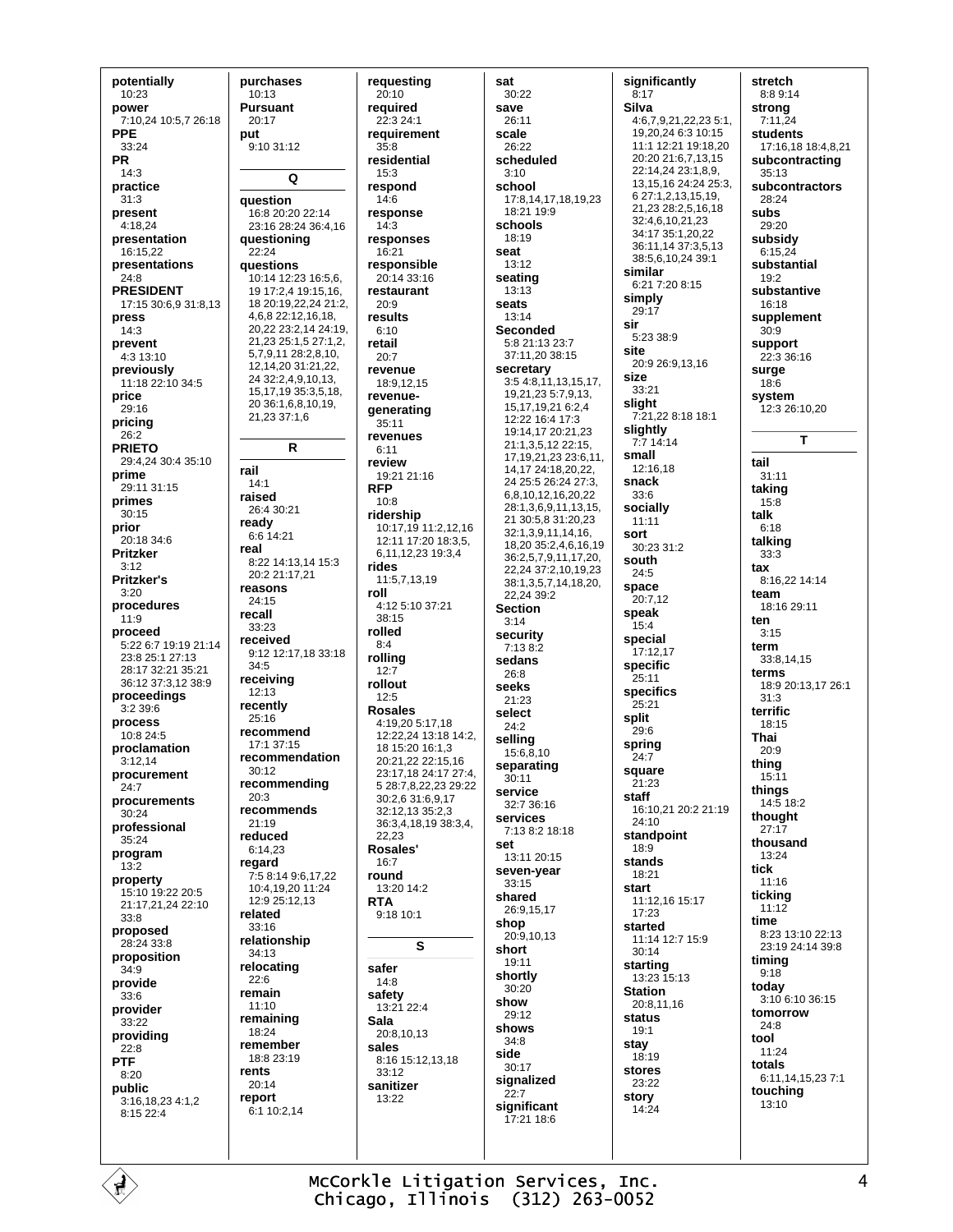**potentially**
10:23
**power**
7:10,24 10:5,7 26:18
**PPE**
33:24
**PR**
14:3
**practice**
31:3
**present**
4:18,24
**presentation**
16:15,22
**presentations**
24:8
**PRESIDENT**
17:15 30:6,9 31:8,13
**press**
14:3
**prevent**
4:3 13:10
**previously**
11:18 22:10 34:5
**price**
29:16
**pricing**
26:2
**PRIETO**
29:4,24 30:4 35:10
**prime**
29:11 31:15
**primes**
30:15
**prior**
20:18 34:6
**Pritzker**
3:12
**Pritzker's**
3:20
**procedures**
11:9
**proceed**
5:22 6:7 19:19 21:14 23:8 25:1 27:13 28:17 32:21 35:21 36:12 37:3,12 38:9
**proceedings**
3:2 39:6
**process**
10:8 24:5
**proclamation**
3:12,14
**procurement**
24:7
**procurements**
30:24
**professional**
35:24
**program**
13:2
**property**
15:10 19:22 20:5 21:17,21,24 22:10 33:8
**proposed**
28:24 33:8
**proposition**
34:9
**provide**
33:6
**provider**
33:22
**providing**
22:8
**PTF**
8:20
**public**
3:16,18,23 4:1,2 8:15 22:4

**purchases**
10:13
**Pursuant**
20:17
**put**
9:10 31:12

## Q

**question**
16:8 20:20 22:14 23:16 28:24 36:4,16
**questioning**
22:24
**questions**
10:14 12:23 16:5,6, 19 17:2,4 19:15,16, 18 20:19,22,24 21:2, 4,6,8 22:12,16,18, 20,22 23:2,14 24:19, 21,23 25:1,5 27:1,2, 5,7,9,11 28:2,8,10, 12,14,20 31:21,22, 24 32:2,4,9,10,13, 15,17,19 35:3,5,18, 20 36:1,6,8,10,19, 21,23 37:1,6

## R

**rail**
14:1
**raised**
26:4 30:21
**ready**
6:6 14:21
**real**
8:22 14:13,14 15:3 20:2 21:17,21
**reasons**
24:15
**recall**
33:23
**received**
9:12 12:17,18 33:18 34:5
**receiving**
12:13
**recently**
25:16
**recommend**
17:1 37:15
**recommendation**
30:12
**recommending**
20:3
**recommends**
21:19
**reduced**
6:14,23
**regard**
7:5 8:14 9:6,17,22 10:4,19,20 11:24 12:9 25:12,13
**related**
33:16
**relationship**
34:13
**relocating**
22:6
**remain**
11:10
**remaining**
18:24
**remember**
18:8 23:19
**rents**
20:14
**report**
6:1 10:2,14

**requesting**
20:10
**required**
22:3 24:1
**requirement**
35:8
**residential**
15:3
**respond**
14:6
**response**
14:3
**responses**
16:21
**responsible**
20:14 33:16
**restaurant**
20:9
**results**
6:10
**retail**
20:7
**revenue**
18:9,12,15
**revenue-generating**
35:11
**revenues**
6:11
**review**
19:21 21:16
**RFP**
10:8
**ridership**
10:17,19 11:2,12,16 12:11 17:20 18:3,5, 6,11,12,23 19:3,4
**rides**
11:5,7,13,19
**roll**
4:12 5:10 37:21 38:15
**rolled**
8:4
**rolling**
12:7
**rollout**
12:5
**Rosales**
4:19,20 5:17,18 12:22,24 13:18 14:2, 18 15:20 16:1,3 20:21,22 22:15,16 23:17,18 24:17 27:4, 5 28:7,8,22,23 29:22 30:2,6 31:6,9,17 32:12,13 35:2,3 36:3,4,18,19 38:3,4, 22,23
**Rosales'**
16:7
**round**
13:20 14:2
**RTA**
9:18 10:1

## S

**safer**
14:8
**safety**
13:21 22:4
**Sala**
20:8,10,13
**sales**
8:16 15:12,13,18 33:12
**sanitizer**
13:22

**sat**
30:22
**save**
26:11
**scale**
26:22
**scheduled**
3:10
**school**
17:8,14,17,18,19,23 18:21 19:9
**schools**
18:19
**seat**
13:12
**seating**
13:13
**seats**
13:14
**Seconded**
5:8 21:13 23:7 37:11,20 38:15
**secretary**
3:5 4:8,11,13,15,17, 19,21,23 5:7,9,13, 15,17,19,21 6:2,4 12:22 16:4 17:3 19:14,17 20:21,23 21:1,3,5,12 22:15, 17,19,21,23 23:6,11, 14,17 24:18,20,22, 24 25:5 26:24 27:3, 6,8,10,12,16,20,22 28:1,3,6,9,11,13,15, 21 30:5,8 31:20,23 32:1,3,9,11,14,16, 18,20 35:2,4,6,16,19 36:2,5,7,9,11,17,20, 22,24 37:2,10,19,23 38:1,3,5,7,14,18,20, 22,24 39:2
**Section**
3:14
**security**
7:13 8:2
**sedans**
26:8
**seeks**
21:23
**select**
24:2
**selling**
15:6,8,10
**separating**
30:11
**service**
32:7 36:16
**services**
7:13 8:2 18:18
**set**
13:11 20:15
**seven-year**
33:15
**shared**
26:9,15,17
**shop**
20:9,10,13
**short**
19:11
**shortly**
30:20
**show**
29:12
**shows**
34:8
**side**
30:17
**signalized**
22:7
**significant**
17:21 18:6

**significantly**
8:17
**Silva**
4:6,7,9,21,22,23 5:1, 19,20,24 6:3 10:15 11:1 12:21 19:18,20 20:20 21:6,7,13,15 22:14,24 23:1,8,9, 13,15,16 24:24 25:3, 6 27:1,2,13,15,19, 21,23 28:2,5,16,18 32:4,6,10,21,23 34:17 35:1,20,22 36:11,14 37:3,5,13 38:5,6,10,24 39:1
**similar**
6:21 7:20 8:15
**simply**
29:17
**sir**
5:23 38:9
**site**
20:9 26:9,13,16
**size**
33:21
**slight**
7:21,22 8:18 18:1
**slightly**
7:7 14:14
**small**
12:16,18
**snack**
33:6
**socially**
11:11
**sort**
30:23 31:2
**south**
24:5
**space**
20:7,12
**speak**
15:4
**special**
17:12,17
**specific**
25:11
**specifics**
25:21
**split**
29:6
**spring**
24:7
**square**
21:23
**staff**
16:10,21 20:2 21:19 24:10
**standpoint**
18:9
**stands**
18:21
**start**
11:12,16 15:17 17:23
**started**
11:14 12:7 15:9 30:14
**starting**
13:23 15:13
**Station**
20:8,11,16
**status**
19:1
**stay**
18:19
**stores**
23:22
**story**
14:24

**stretch**
8:8 9:14
**strong**
7:11,24
**students**
17:16,18 18:4,8,21
**subcontracting**
35:13
**subcontractors**
28:24
**subs**
29:20
**subsidy**
6:15,24
**substantial**
19:2
**substantive**
16:18
**supplement**
30:9
**support**
22:3 36:16
**surge**
18:6
**system**
12:3 26:10,20

## T

**tail**
31:11
**taking**
15:8
**talk**
6:18
**talking**
33:3
**tax**
8:16,22 14:14
**team**
18:16 29:11
**ten**
3:15
**term**
33:8,14,15
**terms**
18:9 20:13,17 26:1 31:3
**terrific**
18:15
**Thai**
20:9
**thing**
15:11
**things**
14:5 18:2
**thought**
27:17
**thousand**
13:24
**tick**
11:16
**ticking**
11:12
**time**
8:23 13:10 22:13 23:19 24:14 39:8
**timing**
9:18
**today**
3:10 6:10 36:15
**tomorrow**
24:8
**tool**
11:24
**totals**
6:11,14,15,23 7:1
**touching**
13:10

McCorkle Litigation Services, Inc.
Chicago, Illinois (312) 263-0052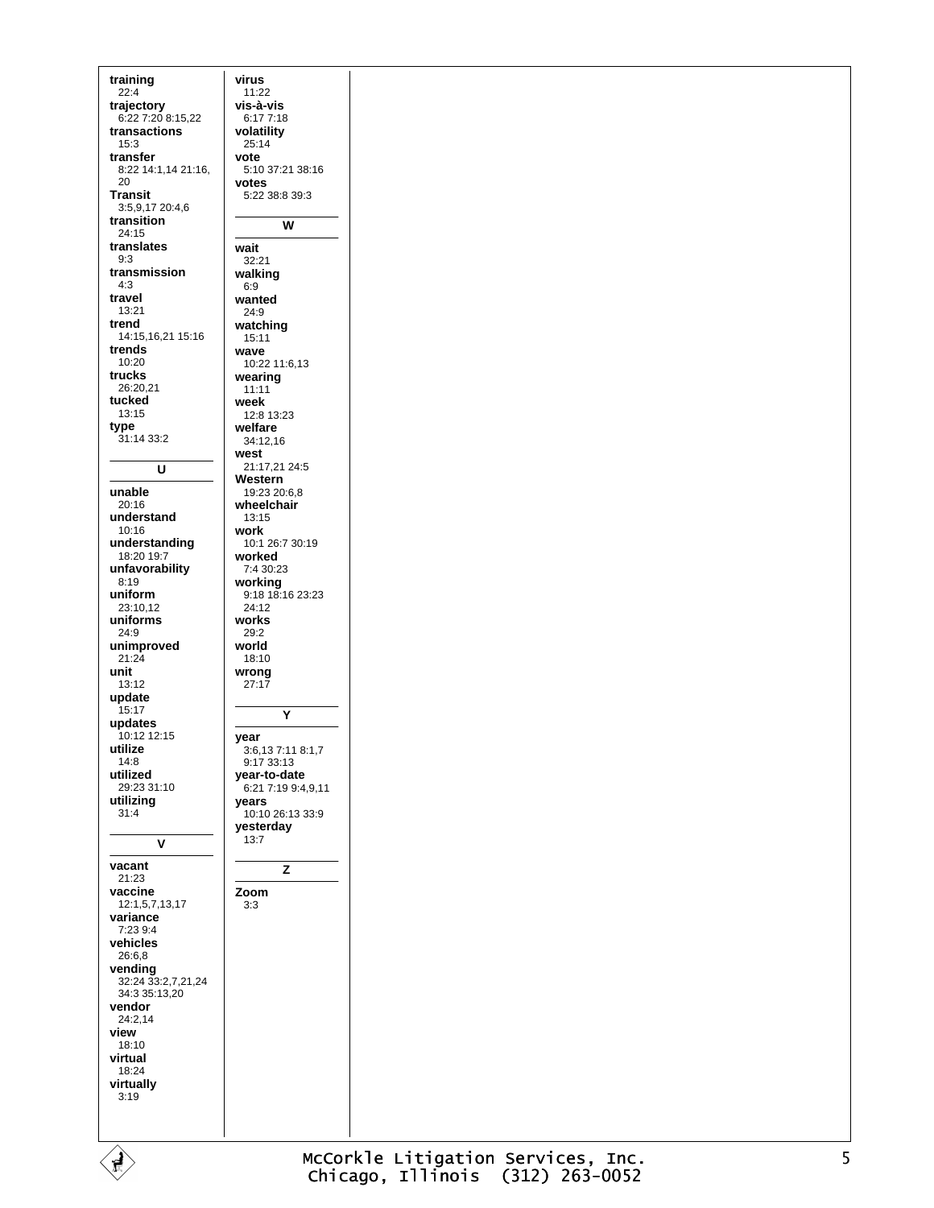**training**
22:4
**trajectory**
6:22 7:20 8:15,22
**transactions**
15:3
**transfer**
8:22 14:1,14 21:16, 20
**Transit**
3:5,9,17 20:4,6
**transition**
24:15
**translates**
9:3
**transmission**
4:3
**travel**
13:21
**trend**
14:15,16,21 15:16
**trends**
10:20
**trucks**
26:20,21
**tucked**
13:15
**type**
31:14 33:2

## U

**unable**
20:16
**understand**
10:16
**understanding**
18:20 19:7
**unfavorability**
8:19
**uniform**
23:10,12
**uniforms**
24:9
**unimproved**
21:24
**unit**
13:12
**update**
15:17
**updates**
10:12 12:15
**utilize**
14:8
**utilized**
29:23 31:10
**utilizing**
31:4

## V

**vacant**
21:23
**vaccine**
12:1,5,7,13,17
**variance**
7:23 9:4
**vehicles**
26:6,8
**vending**
32:24 33:2,7,21,24 34:3 35:13,20
**vendor**
24:2,14
**view**
18:10
**virtual**
18:24
**virtually**
3:19
**virus**
11:22
**vis-à-vis**
6:17 7:18
**volatility**
25:14
**vote**
5:10 37:21 38:16
**votes**
5:22 38:8 39:3

## W

**wait**
32:21
**walking**
6:9
**wanted**
24:9
**watching**
15:11
**wave**
10:22 11:6,13
**wearing**
11:11
**week**
12:8 13:23
**welfare**
34:12,16
**west**
21:17,21 24:5
**Western**
19:23 20:6,8
**wheelchair**
13:15
**work**
10:1 26:7 30:19
**worked**
7:4 30:23
**working**
9:18 18:16 23:23 24:12
**works**
29:2
**world**
18:10
**wrong**
27:17

## Y

**year**
3:6,13 7:11 8:1,7 9:17 33:13
**year-to-date**
6:21 7:19 9:4,9,11
**years**
10:10 26:13 33:9
**yesterday**
13:7

## Z

**Zoom**
3:3